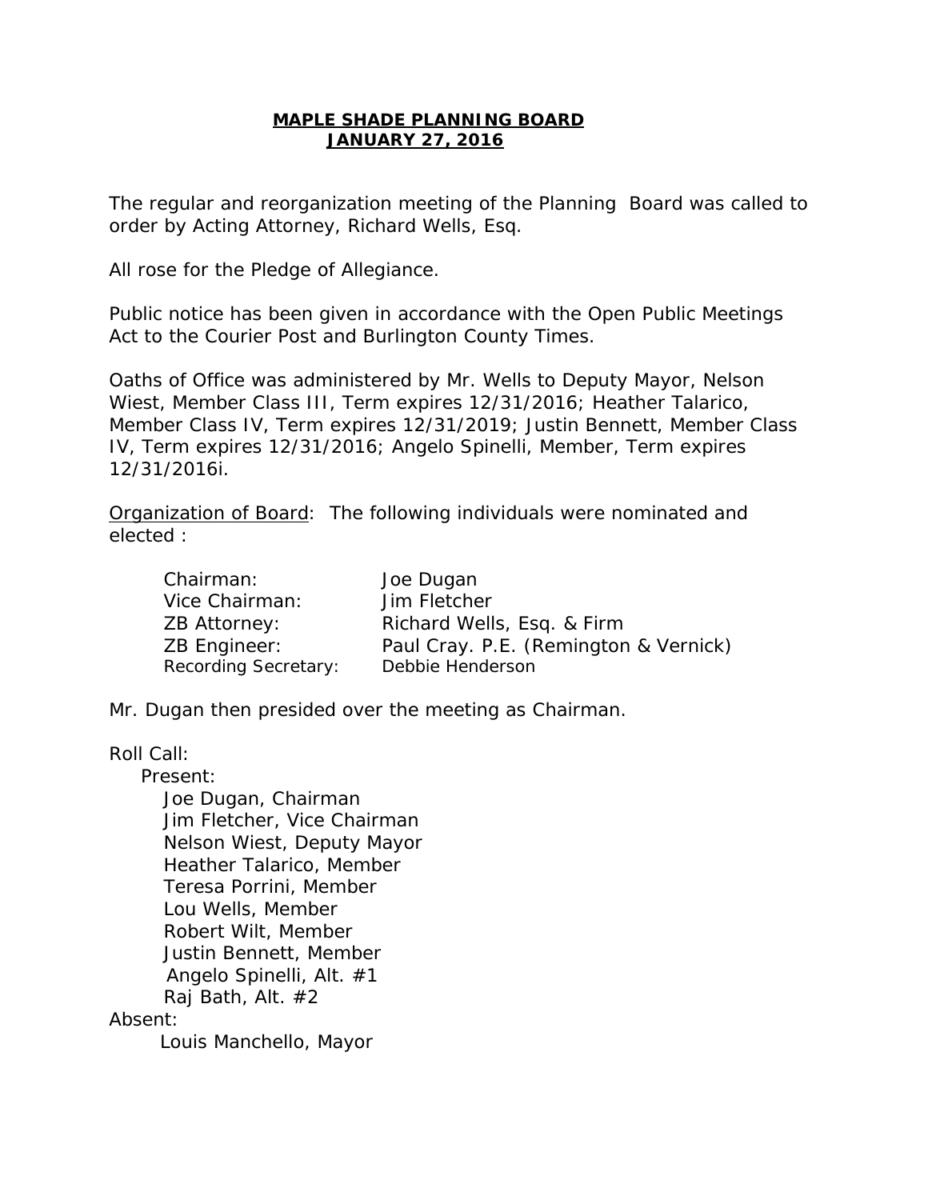**MAPLE SHADE PLANNING BOARD**
**JANUARY 27, 2016**

The regular and reorganization meeting of the Planning Board was called to order by Acting Attorney, Richard Wells, Esq.

All rose for the Pledge of Allegiance.

Public notice has been given in accordance with the Open Public Meetings Act to the Courier Post and Burlington County Times.

Oaths of Office was administered by Mr. Wells to Deputy Mayor, Nelson Wiest, Member Class III, Term expires 12/31/2016; Heather Talarico, Member Class IV, Term expires 12/31/2019; Justin Bennett, Member Class IV, Term expires 12/31/2016; Angelo Spinelli, Member, Term expires 12/31/2016i.

Organization of Board: The following individuals were nominated and elected :

| | |
|---|---|
| Chairman: | Joe Dugan |
| Vice Chairman: | Jim Fletcher |
| ZB Attorney: | Richard Wells, Esq. & Firm |
| ZB Engineer: | Paul Cray. P.E. (Remington & Vernick) |
| Recording Secretary: | Debbie Henderson |

Mr. Dugan then presided over the meeting as Chairman.

Roll Call:

Present:

- Joe Dugan, Chairman
- Jim Fletcher, Vice Chairman
- Nelson Wiest, Deputy Mayor
- Heather Talarico, Member
- Teresa Porrini, Member
- Lou Wells, Member
- Robert Wilt, Member
- Justin Bennett, Member
- Angelo Spinelli, Alt. #1
- Raj Bath, Alt. #2

Absent:

- Louis Manchello, Mayor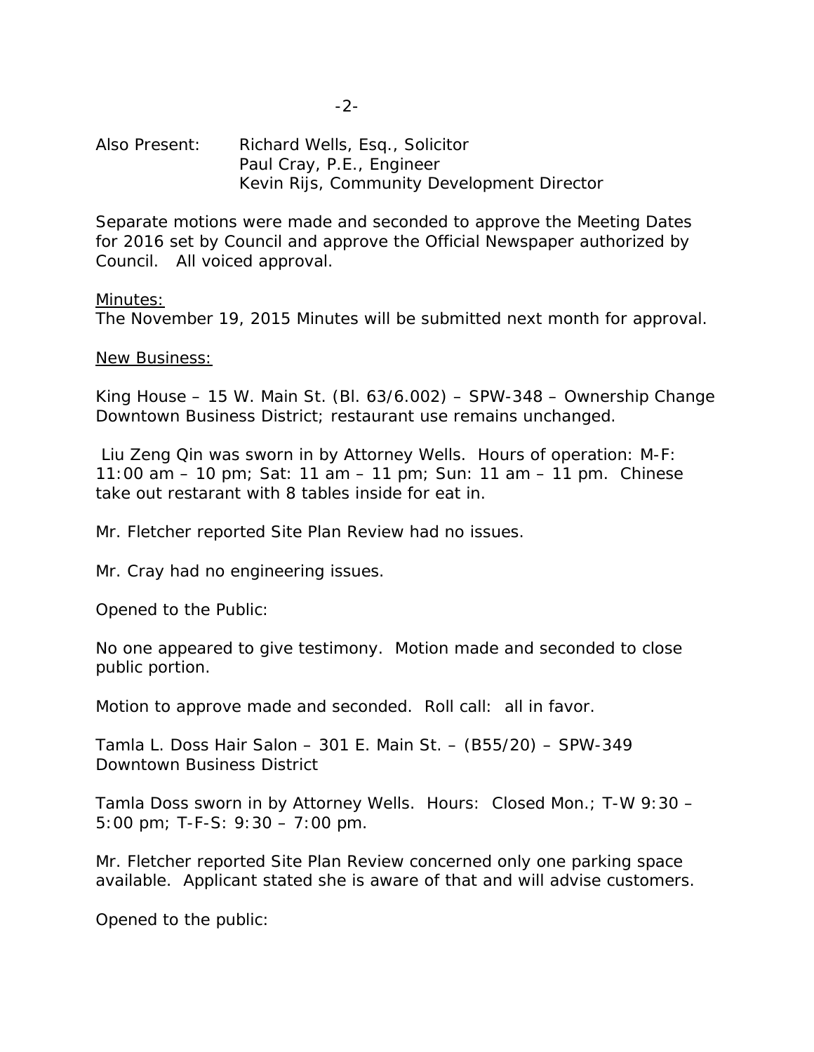Also Present: Richard Wells, Esq., Solicitor
Paul Cray, P.E., Engineer
Kevin Rijs, Community Development Director

Separate motions were made and seconded to approve the Meeting Dates for 2016 set by Council and approve the Official Newspaper authorized by Council. All voiced approval.

Minutes:
The November 19, 2015 Minutes will be submitted next month for approval.

New Business:

King House – 15 W. Main St. (Bl. 63/6.002) – SPW-348 – Ownership Change
Downtown Business District; restaurant use remains unchanged.

Liu Zeng Qin was sworn in by Attorney Wells. Hours of operation: M-F: 11:00 am – 10 pm; Sat: 11 am – 11 pm; Sun: 11 am – 11 pm. Chinese take out restarant with 8 tables inside for eat in.

Mr. Fletcher reported Site Plan Review had no issues.

Mr. Cray had no engineering issues.

Opened to the Public:

No one appeared to give testimony. Motion made and seconded to close public portion.

Motion to approve made and seconded. Roll call: all in favor.

Tamla L. Doss Hair Salon – 301 E. Main St. – (B55/20) – SPW-349
Downtown Business District

Tamla Doss sworn in by Attorney Wells. Hours: Closed Mon.; T-W 9:30 – 5:00 pm; T-F-S: 9:30 – 7:00 pm.

Mr. Fletcher reported Site Plan Review concerned only one parking space available. Applicant stated she is aware of that and will advise customers.

Opened to the public: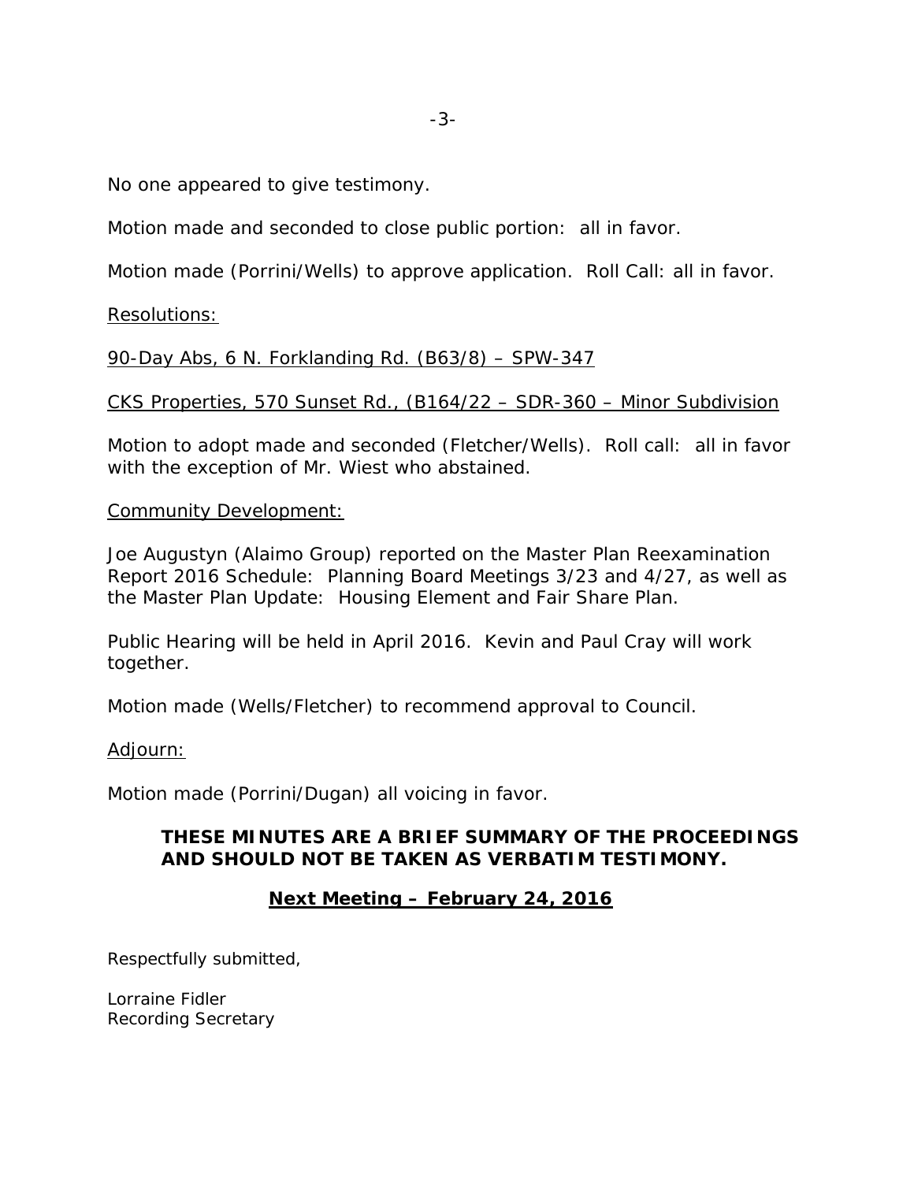No one appeared to give testimony.

Motion made and seconded to close public portion: all in favor.

Motion made (Porrini/Wells) to approve application. Roll Call: all in favor.

Resolutions:

90-Day Abs, 6 N. Forklanding Rd. (B63/8) – SPW-347

CKS Properties, 570 Sunset Rd., (B164/22 – SDR-360 – Minor Subdivision

Motion to adopt made and seconded (Fletcher/Wells). Roll call: all in favor with the exception of Mr. Wiest who abstained.

Community Development:

Joe Augustyn (Alaimo Group) reported on the Master Plan Reexamination Report 2016 Schedule: Planning Board Meetings 3/23 and 4/27, as well as the Master Plan Update: Housing Element and Fair Share Plan.

Public Hearing will be held in April 2016. Kevin and Paul Cray will work together.

Motion made (Wells/Fletcher) to recommend approval to Council.

Adjourn:

Motion made (Porrini/Dugan) all voicing in favor.

**THESE MINUTES ARE A BRIEF SUMMARY OF THE PROCEEDINGS AND SHOULD NOT BE TAKEN AS VERBATIM TESTIMONY.**

**Next Meeting – February 24, 2016**

Respectfully submitted,

Lorraine Fidler
Recording Secretary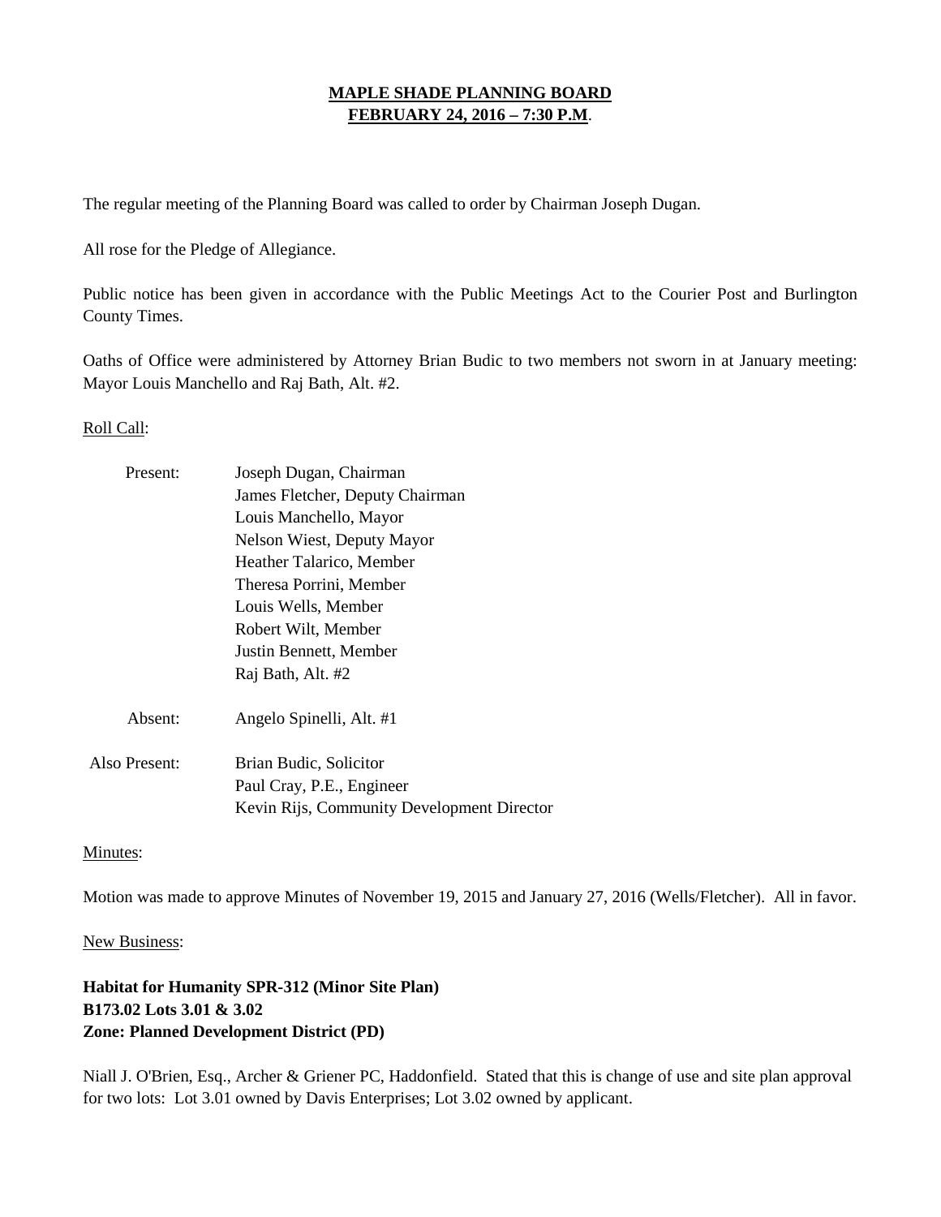**MAPLE SHADE PLANNING BOARD**
**FEBRUARY 24, 2016 – 7:30 P.M.**

The regular meeting of the Planning Board was called to order by Chairman Joseph Dugan.

All rose for the Pledge of Allegiance.

Public notice has been given in accordance with the Public Meetings Act to the Courier Post and Burlington County Times.

Oaths of Office were administered by Attorney Brian Budic to two members not sworn in at January meeting: Mayor Louis Manchello and Raj Bath, Alt. #2.

Roll Call:

| | |
|---|---|
| Present: | Joseph Dugan, Chairman |
| | James Fletcher, Deputy Chairman |
| | Louis Manchello, Mayor |
| | Nelson Wiest, Deputy Mayor |
| | Heather Talarico, Member |
| | Theresa Porrini, Member |
| | Louis Wells, Member |
| | Robert Wilt, Member |
| | Justin Bennett, Member |
| | Raj Bath, Alt. #2 |
| Absent: | Angelo Spinelli, Alt. #1 |
| Also Present: | Brian Budic, Solicitor |
| | Paul Cray, P.E., Engineer |
| | Kevin Rijs, Community Development Director |

Minutes:

Motion was made to approve Minutes of November 19, 2015 and January 27, 2016 (Wells/Fletcher). All in favor.

New Business:

**Habitat for Humanity SPR-312 (Minor Site Plan)**
**B173.02 Lots 3.01 & 3.02**
**Zone: Planned Development District (PD)**

Niall J. O'Brien, Esq., Archer & Griener PC, Haddonfield. Stated that this is change of use and site plan approval for two lots: Lot 3.01 owned by Davis Enterprises; Lot 3.02 owned by applicant.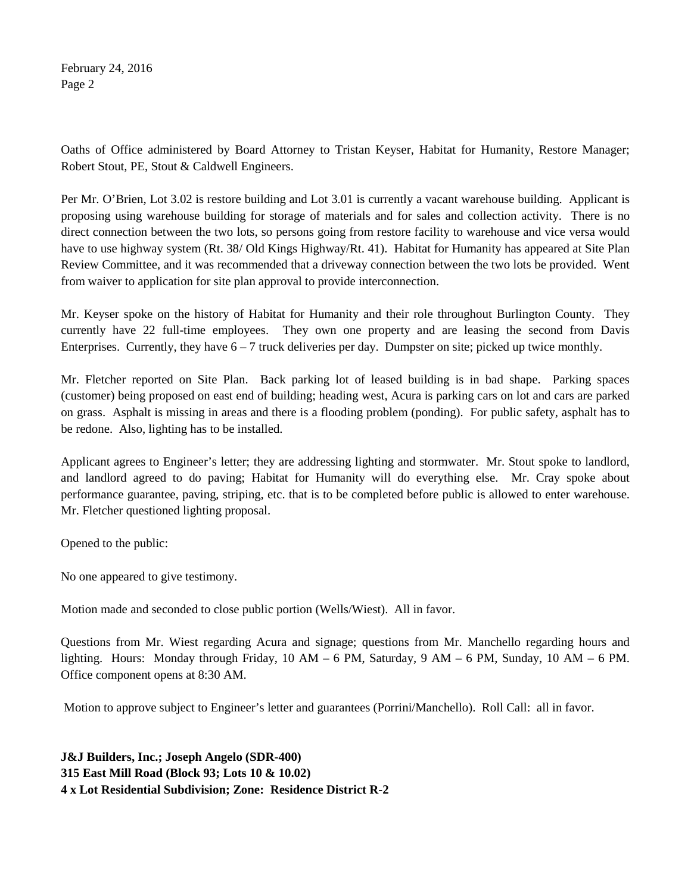Oaths of Office administered by Board Attorney to Tristan Keyser, Habitat for Humanity, Restore Manager; Robert Stout, PE, Stout & Caldwell Engineers.

Per Mr. O'Brien, Lot 3.02 is restore building and Lot 3.01 is currently a vacant warehouse building. Applicant is proposing using warehouse building for storage of materials and for sales and collection activity. There is no direct connection between the two lots, so persons going from restore facility to warehouse and vice versa would have to use highway system (Rt. 38/ Old Kings Highway/Rt. 41). Habitat for Humanity has appeared at Site Plan Review Committee, and it was recommended that a driveway connection between the two lots be provided. Went from waiver to application for site plan approval to provide interconnection.

Mr. Keyser spoke on the history of Habitat for Humanity and their role throughout Burlington County. They currently have 22 full-time employees. They own one property and are leasing the second from Davis Enterprises. Currently, they have 6 – 7 truck deliveries per day. Dumpster on site; picked up twice monthly.

Mr. Fletcher reported on Site Plan. Back parking lot of leased building is in bad shape. Parking spaces (customer) being proposed on east end of building; heading west, Acura is parking cars on lot and cars are parked on grass. Asphalt is missing in areas and there is a flooding problem (ponding). For public safety, asphalt has to be redone. Also, lighting has to be installed.

Applicant agrees to Engineer's letter; they are addressing lighting and stormwater. Mr. Stout spoke to landlord, and landlord agreed to do paving; Habitat for Humanity will do everything else. Mr. Cray spoke about performance guarantee, paving, striping, etc. that is to be completed before public is allowed to enter warehouse. Mr. Fletcher questioned lighting proposal.

Opened to the public:

No one appeared to give testimony.

Motion made and seconded to close public portion (Wells/Wiest). All in favor.

Questions from Mr. Wiest regarding Acura and signage; questions from Mr. Manchello regarding hours and lighting. Hours: Monday through Friday, 10 AM – 6 PM, Saturday, 9 AM – 6 PM, Sunday, 10 AM – 6 PM. Office component opens at 8:30 AM.

Motion to approve subject to Engineer's letter and guarantees (Porrini/Manchello). Roll Call: all in favor.

**J&J Builders, Inc.; Joseph Angelo (SDR-400)**
**315 East Mill Road (Block 93; Lots 10 & 10.02)**
**4 x Lot Residential Subdivision; Zone: Residence District R-2**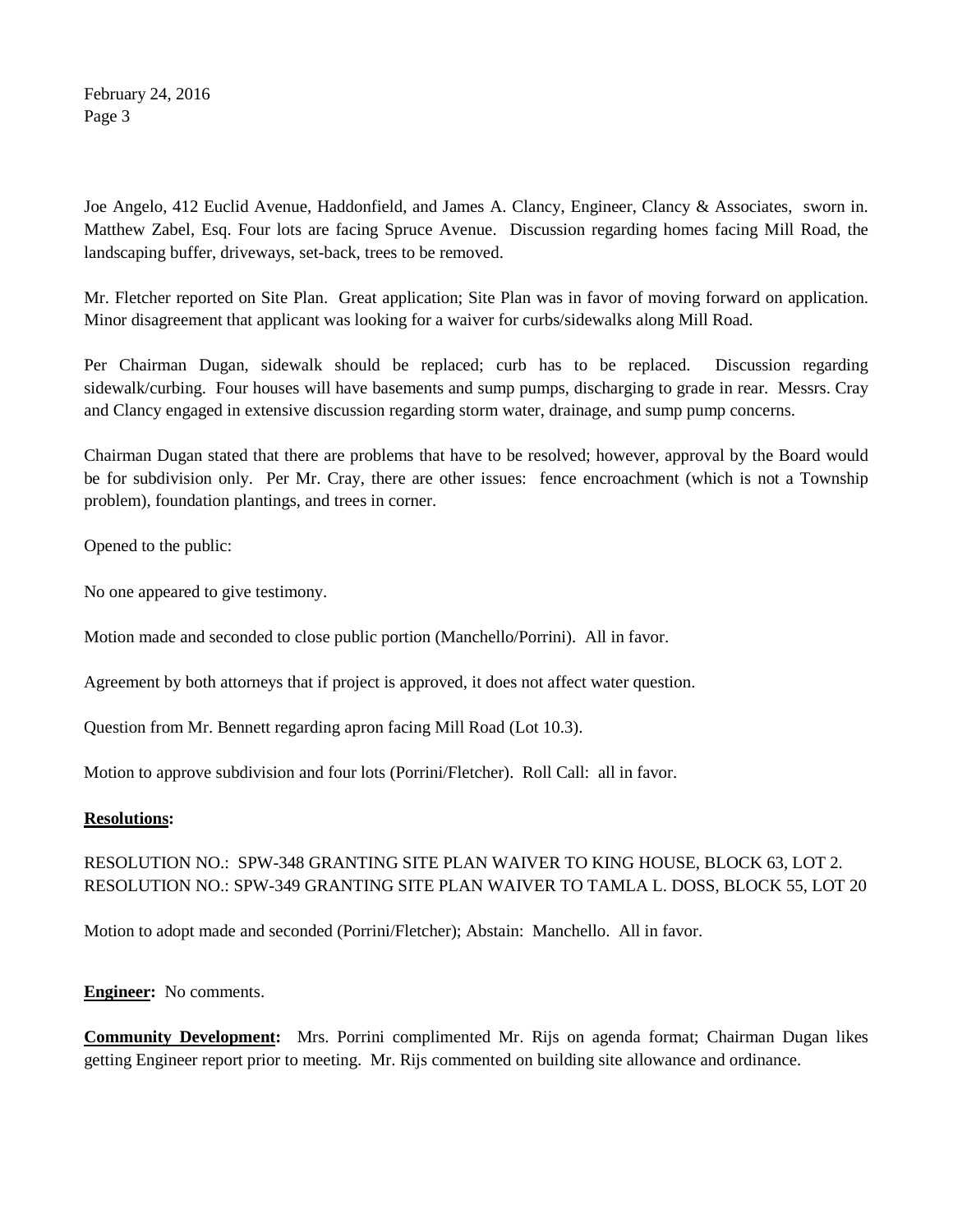Joe Angelo, 412 Euclid Avenue, Haddonfield, and James A. Clancy, Engineer, Clancy & Associates, sworn in. Matthew Zabel, Esq. Four lots are facing Spruce Avenue. Discussion regarding homes facing Mill Road, the landscaping buffer, driveways, set-back, trees to be removed.

Mr. Fletcher reported on Site Plan. Great application; Site Plan was in favor of moving forward on application. Minor disagreement that applicant was looking for a waiver for curbs/sidewalks along Mill Road.

Per Chairman Dugan, sidewalk should be replaced; curb has to be replaced. Discussion regarding sidewalk/curbing. Four houses will have basements and sump pumps, discharging to grade in rear. Messrs. Cray and Clancy engaged in extensive discussion regarding storm water, drainage, and sump pump concerns.

Chairman Dugan stated that there are problems that have to be resolved; however, approval by the Board would be for subdivision only. Per Mr. Cray, there are other issues: fence encroachment (which is not a Township problem), foundation plantings, and trees in corner.

Opened to the public:

No one appeared to give testimony.

Motion made and seconded to close public portion (Manchello/Porrini). All in favor.

Agreement by both attorneys that if project is approved, it does not affect water question.

Question from Mr. Bennett regarding apron facing Mill Road (Lot 10.3).

Motion to approve subdivision and four lots (Porrini/Fletcher). Roll Call: all in favor.

**Resolutions:**

RESOLUTION NO.: SPW-348 GRANTING SITE PLAN WAIVER TO KING HOUSE, BLOCK 63, LOT 2.
RESOLUTION NO.: SPW-349 GRANTING SITE PLAN WAIVER TO TAMLA L. DOSS, BLOCK 55, LOT 20

Motion to adopt made and seconded (Porrini/Fletcher); Abstain: Manchello. All in favor.

**Engineer:** No comments.

**Community Development:** Mrs. Porrini complimented Mr. Rijs on agenda format; Chairman Dugan likes getting Engineer report prior to meeting. Mr. Rijs commented on building site allowance and ordinance.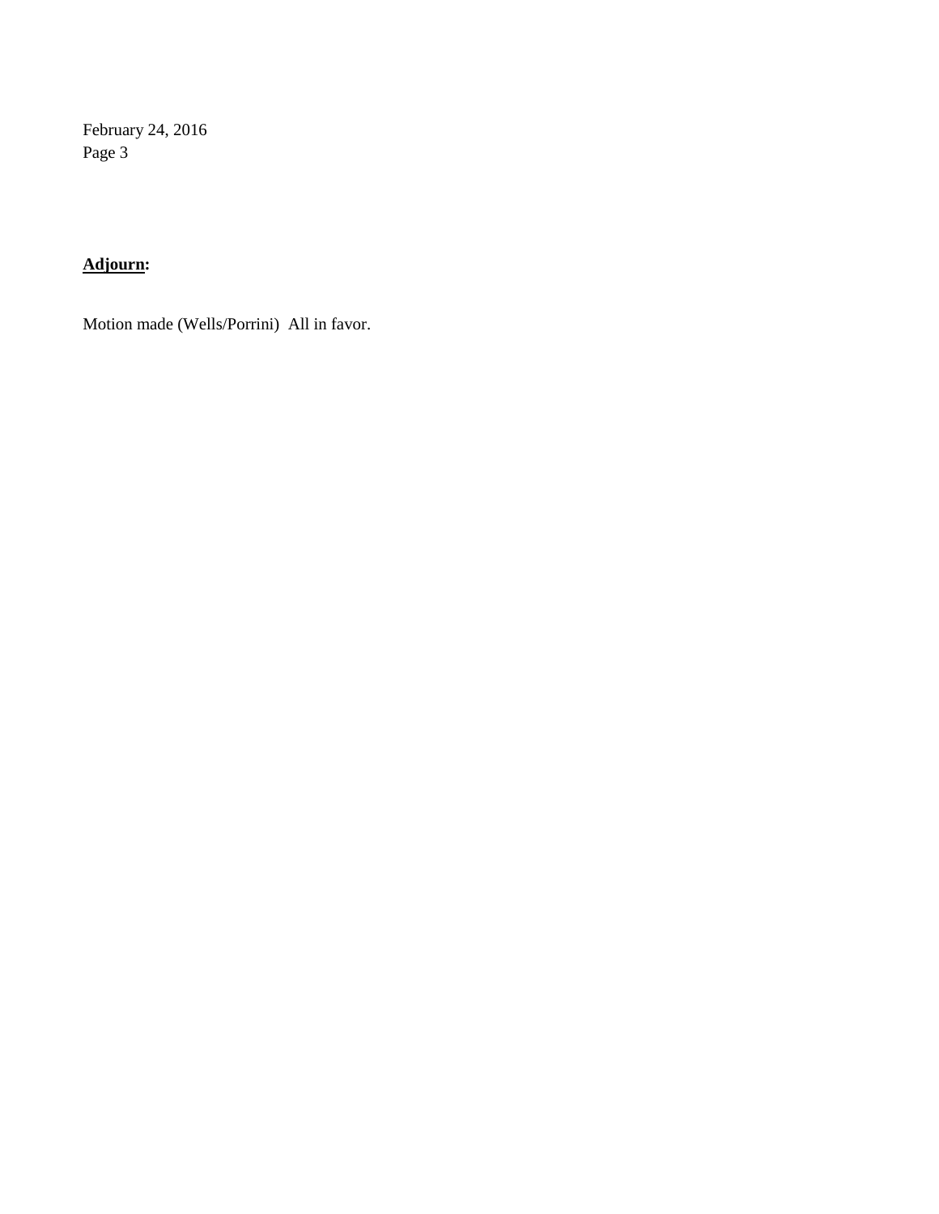**Adjourn:**

Motion made (Wells/Porrini) All in favor.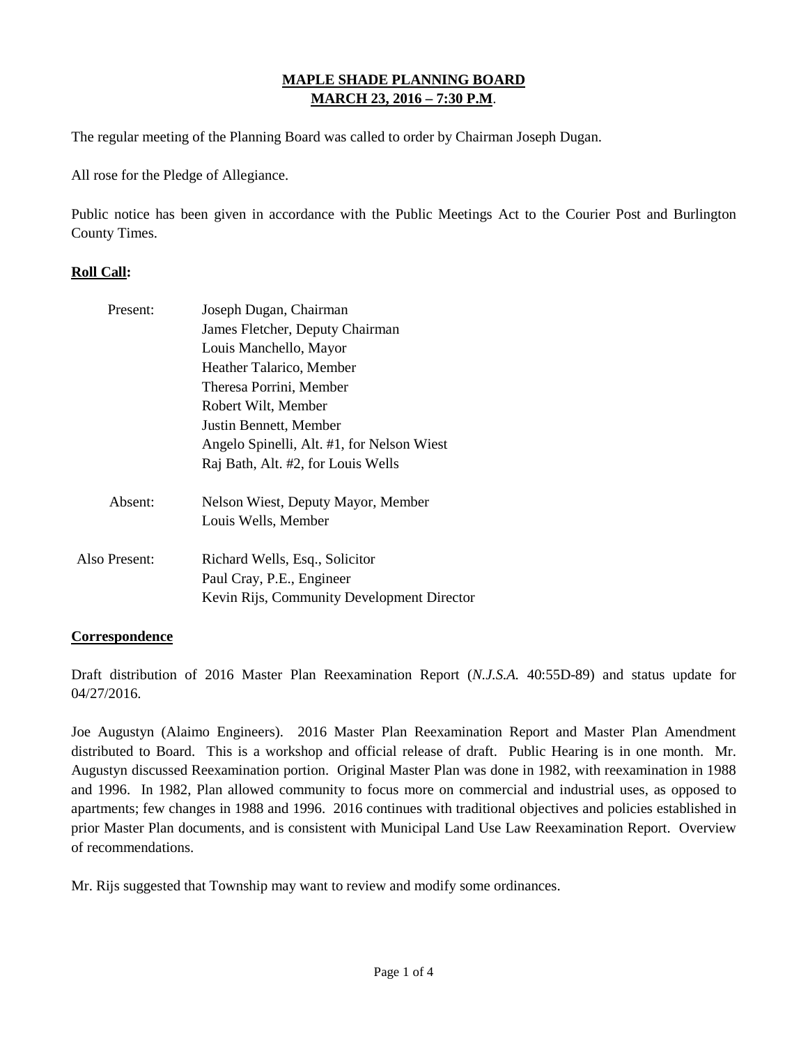# MAPLE SHADE PLANNING BOARD
## MARCH 23, 2016 – 7:30 P.M.

The regular meeting of the Planning Board was called to order by Chairman Joseph Dugan.

All rose for the Pledge of Allegiance.

Public notice has been given in accordance with the Public Meetings Act to the Courier Post and Burlington County Times.

**Roll Call:**

| | |
|---|---|
| Present: | Joseph Dugan, Chairman |
| | James Fletcher, Deputy Chairman |
| | Louis Manchello, Mayor |
| | Heather Talarico, Member |
| | Theresa Porrini, Member |
| | Robert Wilt, Member |
| | Justin Bennett, Member |
| | Angelo Spinelli, Alt. #1, for Nelson Wiest |
| | Raj Bath, Alt. #2, for Louis Wells |
| Absent: | Nelson Wiest, Deputy Mayor, Member |
| | Louis Wells, Member |
| Also Present: | Richard Wells, Esq., Solicitor |
| | Paul Cray, P.E., Engineer |
| | Kevin Rijs, Community Development Director |

**Correspondence**

Draft distribution of 2016 Master Plan Reexamination Report (*N.J.S.A.* 40:55D-89) and status update for 04/27/2016.

Joe Augustyn (Alaimo Engineers). 2016 Master Plan Reexamination Report and Master Plan Amendment distributed to Board. This is a workshop and official release of draft. Public Hearing is in one month. Mr. Augustyn discussed Reexamination portion. Original Master Plan was done in 1982, with reexamination in 1988 and 1996. In 1982, Plan allowed community to focus more on commercial and industrial uses, as opposed to apartments; few changes in 1988 and 1996. 2016 continues with traditional objectives and policies established in prior Master Plan documents, and is consistent with Municipal Land Use Law Reexamination Report. Overview of recommendations.

Mr. Rijs suggested that Township may want to review and modify some ordinances.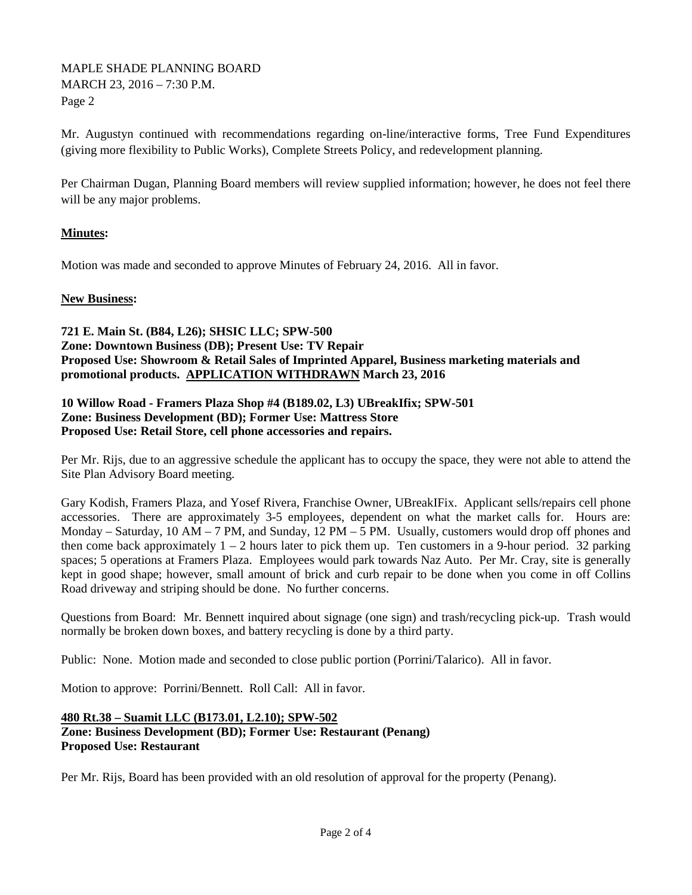Mr. Augustyn continued with recommendations regarding on-line/interactive forms, Tree Fund Expenditures (giving more flexibility to Public Works), Complete Streets Policy, and redevelopment planning.

Per Chairman Dugan, Planning Board members will review supplied information; however, he does not feel there will be any major problems.

**Minutes:**

Motion was made and seconded to approve Minutes of February 24, 2016. All in favor.

**New Business:**

**721 E. Main St. (B84, L26); SHSIC LLC; SPW-500**
**Zone: Downtown Business (DB); Present Use: TV Repair**
**Proposed Use: Showroom & Retail Sales of Imprinted Apparel, Business marketing materials and promotional products. APPLICATION WITHDRAWN March 23, 2016**

**10 Willow Road - Framers Plaza Shop #4 (B189.02, L3) UBreakIfix; SPW-501**
**Zone: Business Development (BD); Former Use: Mattress Store**
**Proposed Use: Retail Store, cell phone accessories and repairs.**

Per Mr. Rijs, due to an aggressive schedule the applicant has to occupy the space, they were not able to attend the Site Plan Advisory Board meeting.

Gary Kodish, Framers Plaza, and Yosef Rivera, Franchise Owner, UBreakIFix. Applicant sells/repairs cell phone accessories. There are approximately 3-5 employees, dependent on what the market calls for. Hours are: Monday – Saturday, 10 AM – 7 PM, and Sunday, 12 PM – 5 PM. Usually, customers would drop off phones and then come back approximately 1 – 2 hours later to pick them up. Ten customers in a 9-hour period. 32 parking spaces; 5 operations at Framers Plaza. Employees would park towards Naz Auto. Per Mr. Cray, site is generally kept in good shape; however, small amount of brick and curb repair to be done when you come in off Collins Road driveway and striping should be done. No further concerns.

Questions from Board: Mr. Bennett inquired about signage (one sign) and trash/recycling pick-up. Trash would normally be broken down boxes, and battery recycling is done by a third party.

Public: None. Motion made and seconded to close public portion (Porrini/Talarico). All in favor.

Motion to approve: Porrini/Bennett. Roll Call: All in favor.

**480 Rt.38 – Suamit LLC (B173.01, L2.10); SPW-502**
**Zone: Business Development (BD); Former Use: Restaurant (Penang)**
**Proposed Use: Restaurant**

Per Mr. Rijs, Board has been provided with an old resolution of approval for the property (Penang).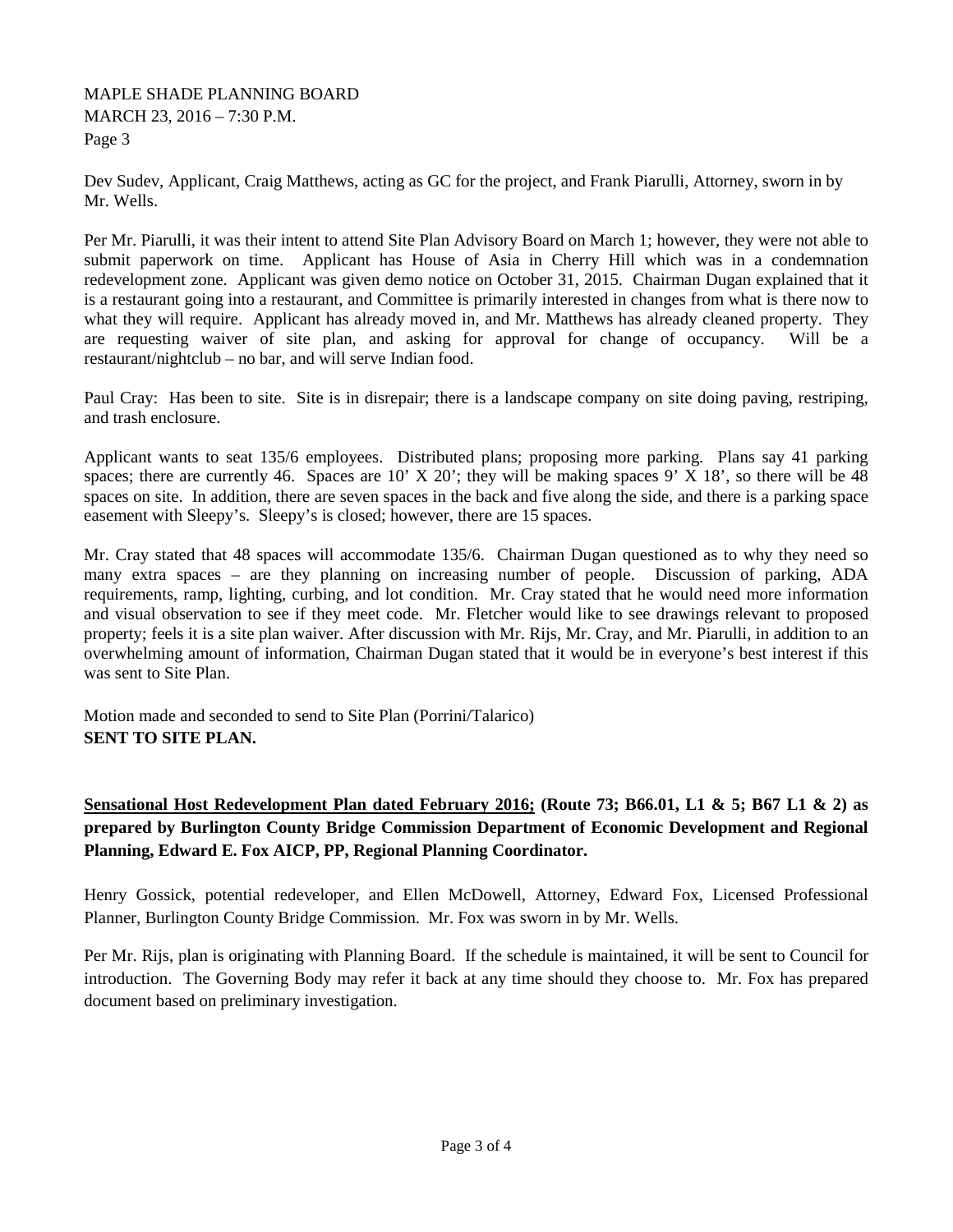Dev Sudev, Applicant, Craig Matthews, acting as GC for the project, and Frank Piarulli, Attorney, sworn in by Mr. Wells.

Per Mr. Piarulli, it was their intent to attend Site Plan Advisory Board on March 1; however, they were not able to submit paperwork on time. Applicant has House of Asia in Cherry Hill which was in a condemnation redevelopment zone. Applicant was given demo notice on October 31, 2015. Chairman Dugan explained that it is a restaurant going into a restaurant, and Committee is primarily interested in changes from what is there now to what they will require. Applicant has already moved in, and Mr. Matthews has already cleaned property. They are requesting waiver of site plan, and asking for approval for change of occupancy. Will be a restaurant/nightclub – no bar, and will serve Indian food.

Paul Cray: Has been to site. Site is in disrepair; there is a landscape company on site doing paving, restriping, and trash enclosure.

Applicant wants to seat 135/6 employees. Distributed plans; proposing more parking. Plans say 41 parking spaces; there are currently 46. Spaces are 10' X 20'; they will be making spaces 9' X 18', so there will be 48 spaces on site. In addition, there are seven spaces in the back and five along the side, and there is a parking space easement with Sleepy's. Sleepy's is closed; however, there are 15 spaces.

Mr. Cray stated that 48 spaces will accommodate 135/6. Chairman Dugan questioned as to why they need so many extra spaces – are they planning on increasing number of people. Discussion of parking, ADA requirements, ramp, lighting, curbing, and lot condition. Mr. Cray stated that he would need more information and visual observation to see if they meet code. Mr. Fletcher would like to see drawings relevant to proposed property; feels it is a site plan waiver. After discussion with Mr. Rijs, Mr. Cray, and Mr. Piarulli, in addition to an overwhelming amount of information, Chairman Dugan stated that it would be in everyone's best interest if this was sent to Site Plan.

Motion made and seconded to send to Site Plan (Porrini/Talarico)
**SENT TO SITE PLAN.**

**<u>Sensational Host Redevelopment Plan dated February 2016;</u> (Route 73; B66.01, L1 & 5; B67 L1 & 2) as prepared by Burlington County Bridge Commission Department of Economic Development and Regional Planning, Edward E. Fox AICP, PP, Regional Planning Coordinator.**

Henry Gossick, potential redeveloper, and Ellen McDowell, Attorney, Edward Fox, Licensed Professional Planner, Burlington County Bridge Commission. Mr. Fox was sworn in by Mr. Wells.

Per Mr. Rijs, plan is originating with Planning Board. If the schedule is maintained, it will be sent to Council for introduction. The Governing Body may refer it back at any time should they choose to. Mr. Fox has prepared document based on preliminary investigation.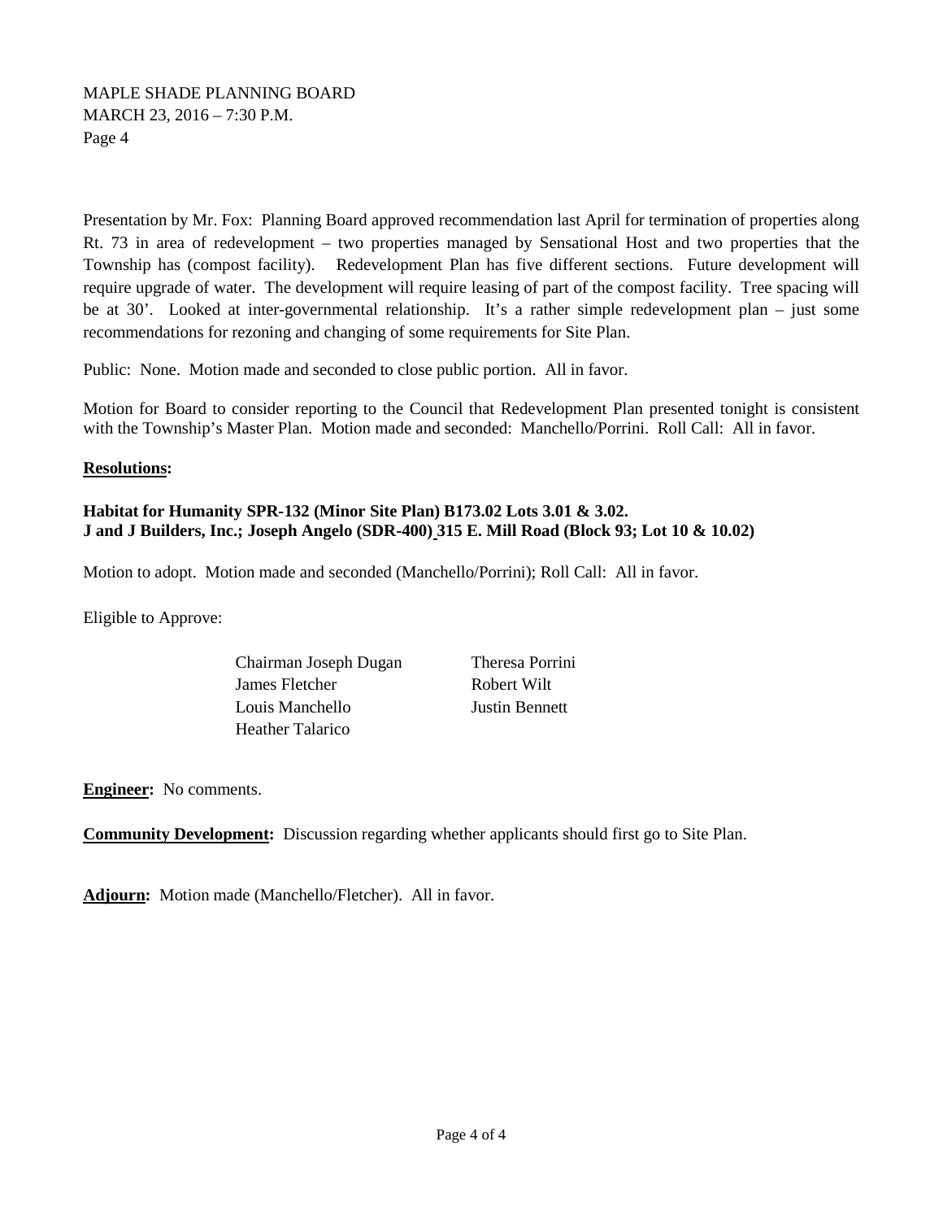Presentation by Mr. Fox: Planning Board approved recommendation last April for termination of properties along Rt. 73 in area of redevelopment – two properties managed by Sensational Host and two properties that the Township has (compost facility). Redevelopment Plan has five different sections. Future development will require upgrade of water. The development will require leasing of part of the compost facility. Tree spacing will be at 30'. Looked at inter-governmental relationship. It's a rather simple redevelopment plan – just some recommendations for rezoning and changing of some requirements for Site Plan.

Public: None. Motion made and seconded to close public portion. All in favor.

Motion for Board to consider reporting to the Council that Redevelopment Plan presented tonight is consistent with the Township's Master Plan. Motion made and seconded: Manchello/Porrini. Roll Call: All in favor.

**Resolutions:**

**Habitat for Humanity SPR-132 (Minor Site Plan) B173.02 Lots 3.01 & 3.02.**
**J and J Builders, Inc.; Joseph Angelo (SDR-400) 315 E. Mill Road (Block 93; Lot 10 & 10.02)**

Motion to adopt. Motion made and seconded (Manchello/Porrini); Roll Call: All in favor.

Eligible to Approve:

Chairman Joseph Dugan
James Fletcher
Louis Manchello
Heather Talarico
Theresa Porrini
Robert Wilt
Justin Bennett

**Engineer:** No comments.

**Community Development:** Discussion regarding whether applicants should first go to Site Plan.

**Adjourn:** Motion made (Manchello/Fletcher). All in favor.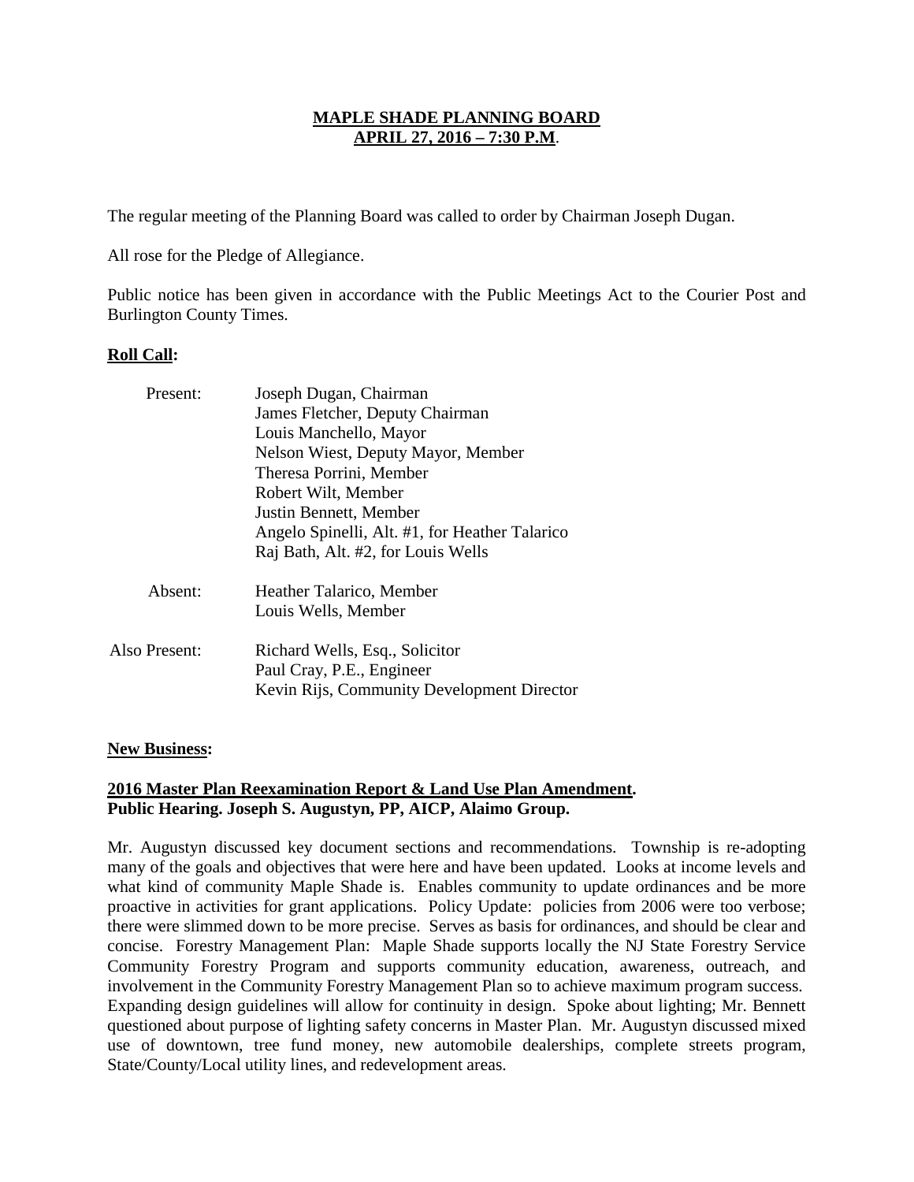**MAPLE SHADE PLANNING BOARD**
**APRIL 27, 2016 – 7:30 P.M.**

The regular meeting of the Planning Board was called to order by Chairman Joseph Dugan.

All rose for the Pledge of Allegiance.

Public notice has been given in accordance with the Public Meetings Act to the Courier Post and Burlington County Times.

**Roll Call:**

| | |
|---|---|
| Present: | Joseph Dugan, Chairman |
| | James Fletcher, Deputy Chairman |
| | Louis Manchello, Mayor |
| | Nelson Wiest, Deputy Mayor, Member |
| | Theresa Porrini, Member |
| | Robert Wilt, Member |
| | Justin Bennett, Member |
| | Angelo Spinelli, Alt. #1, for Heather Talarico |
| | Raj Bath, Alt. #2, for Louis Wells |
| Absent: | Heather Talarico, Member |
| | Louis Wells, Member |
| Also Present: | Richard Wells, Esq., Solicitor |
| | Paul Cray, P.E., Engineer |
| | Kevin Rijs, Community Development Director |

**New Business:**

**2016 Master Plan Reexamination Report & Land Use Plan Amendment.**
**Public Hearing. Joseph S. Augustyn, PP, AICP, Alaimo Group.**

Mr. Augustyn discussed key document sections and recommendations. Township is re-adopting many of the goals and objectives that were here and have been updated. Looks at income levels and what kind of community Maple Shade is. Enables community to update ordinances and be more proactive in activities for grant applications. Policy Update: policies from 2006 were too verbose; there were slimmed down to be more precise. Serves as basis for ordinances, and should be clear and concise. Forestry Management Plan: Maple Shade supports locally the NJ State Forestry Service Community Forestry Program and supports community education, awareness, outreach, and involvement in the Community Forestry Management Plan so to achieve maximum program success. Expanding design guidelines will allow for continuity in design. Spoke about lighting; Mr. Bennett questioned about purpose of lighting safety concerns in Master Plan. Mr. Augustyn discussed mixed use of downtown, tree fund money, new automobile dealerships, complete streets program, State/County/Local utility lines, and redevelopment areas.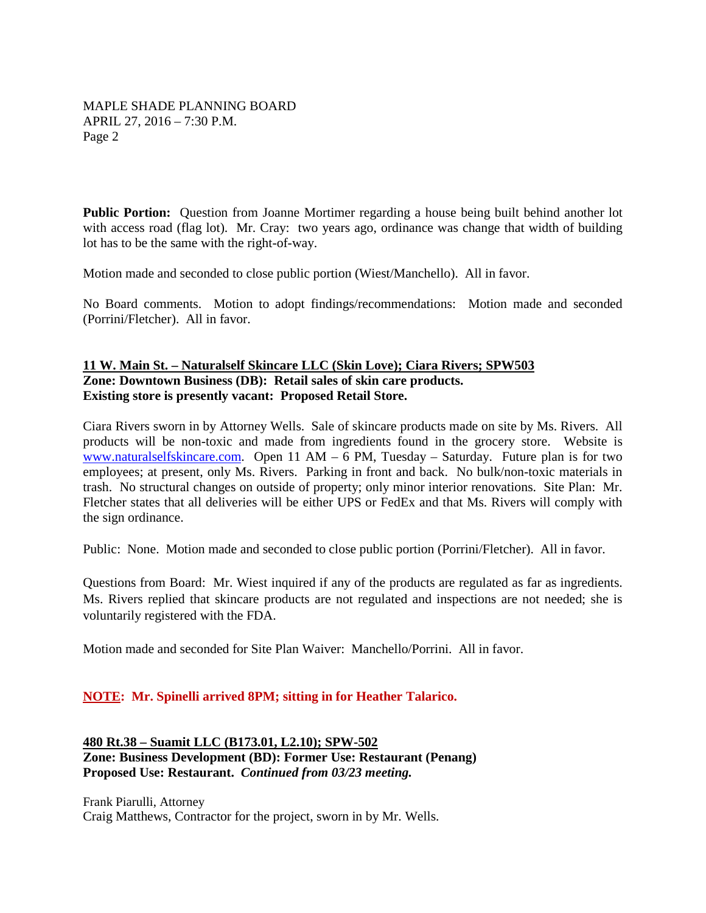**Public Portion:** Question from Joanne Mortimer regarding a house being built behind another lot with access road (flag lot). Mr. Cray: two years ago, ordinance was change that width of building lot has to be the same with the right-of-way.

Motion made and seconded to close public portion (Wiest/Manchello). All in favor.

No Board comments. Motion to adopt findings/recommendations: Motion made and seconded (Porrini/Fletcher). All in favor.

**11 W. Main St. – Naturalself Skincare LLC (Skin Love); Ciara Rivers; SPW503**
**Zone: Downtown Business (DB): Retail sales of skin care products.**
**Existing store is presently vacant: Proposed Retail Store.**

Ciara Rivers sworn in by Attorney Wells. Sale of skincare products made on site by Ms. Rivers. All products will be non-toxic and made from ingredients found in the grocery store. Website is www.naturalselfskincare.com. Open 11 AM – 6 PM, Tuesday – Saturday. Future plan is for two employees; at present, only Ms. Rivers. Parking in front and back. No bulk/non-toxic materials in trash. No structural changes on outside of property; only minor interior renovations. Site Plan: Mr. Fletcher states that all deliveries will be either UPS or FedEx and that Ms. Rivers will comply with the sign ordinance.

Public: None. Motion made and seconded to close public portion (Porrini/Fletcher). All in favor.

Questions from Board: Mr. Wiest inquired if any of the products are regulated as far as ingredients. Ms. Rivers replied that skincare products are not regulated and inspections are not needed; she is voluntarily registered with the FDA.

Motion made and seconded for Site Plan Waiver: Manchello/Porrini. All in favor.

**NOTE: Mr. Spinelli arrived 8PM; sitting in for Heather Talarico.**

**480 Rt.38 – Suamit LLC (B173.01, L2.10); SPW-502**
**Zone: Business Development (BD): Former Use: Restaurant (Penang)**
**Proposed Use: Restaurant.** ***Continued from 03/23 meeting.***

Frank Piarulli, Attorney
Craig Matthews, Contractor for the project, sworn in by Mr. Wells.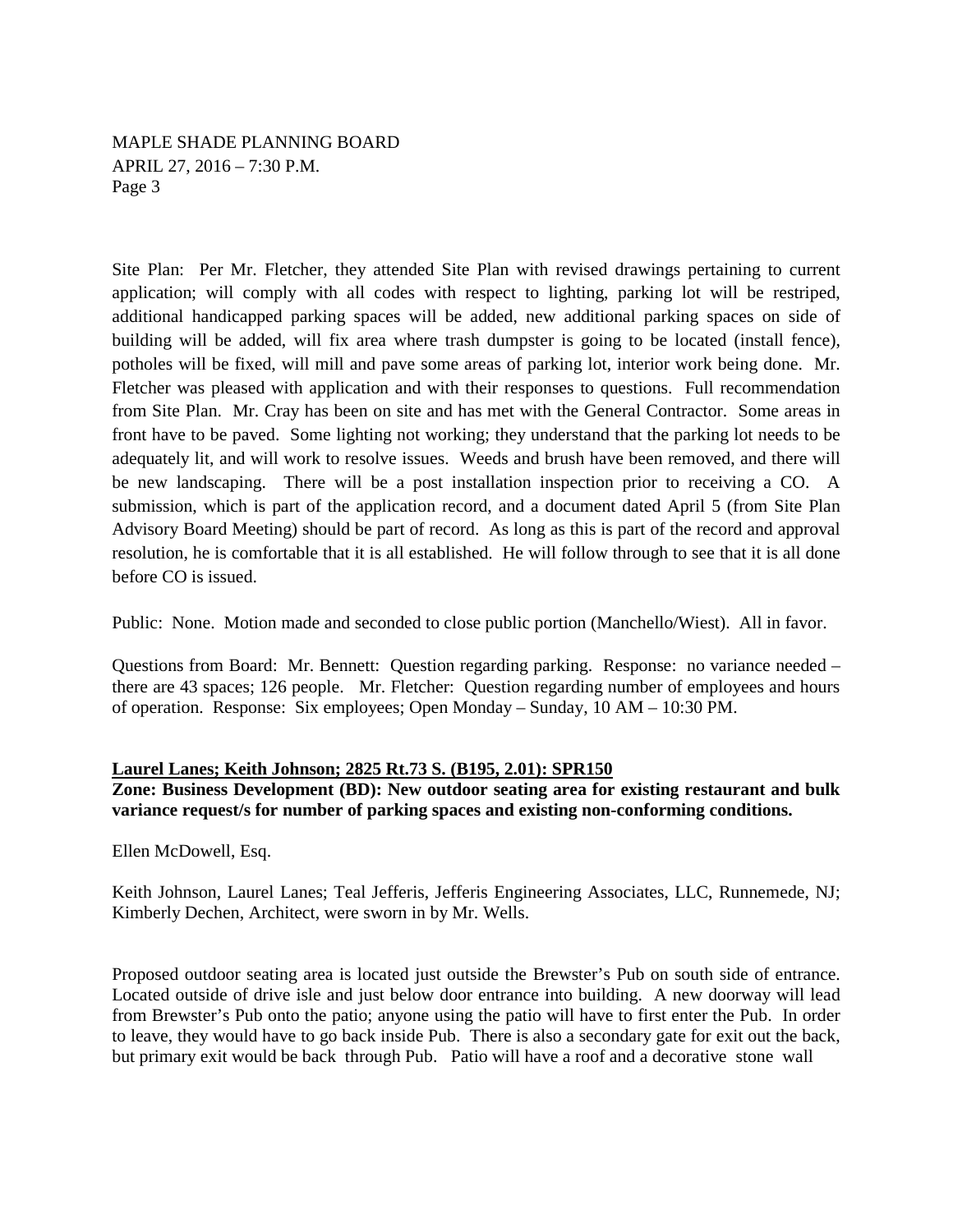Site Plan: Per Mr. Fletcher, they attended Site Plan with revised drawings pertaining to current application; will comply with all codes with respect to lighting, parking lot will be restriped, additional handicapped parking spaces will be added, new additional parking spaces on side of building will be added, will fix area where trash dumpster is going to be located (install fence), potholes will be fixed, will mill and pave some areas of parking lot, interior work being done. Mr. Fletcher was pleased with application and with their responses to questions. Full recommendation from Site Plan. Mr. Cray has been on site and has met with the General Contractor. Some areas in front have to be paved. Some lighting not working; they understand that the parking lot needs to be adequately lit, and will work to resolve issues. Weeds and brush have been removed, and there will be new landscaping. There will be a post installation inspection prior to receiving a CO. A submission, which is part of the application record, and a document dated April 5 (from Site Plan Advisory Board Meeting) should be part of record. As long as this is part of the record and approval resolution, he is comfortable that it is all established. He will follow through to see that it is all done before CO is issued.

Public: None. Motion made and seconded to close public portion (Manchello/Wiest). All in favor.

Questions from Board: Mr. Bennett: Question regarding parking. Response: no variance needed – there are 43 spaces; 126 people. Mr. Fletcher: Question regarding number of employees and hours of operation. Response: Six employees; Open Monday – Sunday, 10 AM – 10:30 PM.

**Laurel Lanes; Keith Johnson; 2825 Rt.73 S. (B195, 2.01): SPR150**
**Zone: Business Development (BD): New outdoor seating area for existing restaurant and bulk variance request/s for number of parking spaces and existing non-conforming conditions.**

Ellen McDowell, Esq.

Keith Johnson, Laurel Lanes; Teal Jefferis, Jefferis Engineering Associates, LLC, Runnemede, NJ; Kimberly Dechen, Architect, were sworn in by Mr. Wells.

Proposed outdoor seating area is located just outside the Brewster's Pub on south side of entrance. Located outside of drive isle and just below door entrance into building. A new doorway will lead from Brewster's Pub onto the patio; anyone using the patio will have to first enter the Pub. In order to leave, they would have to go back inside Pub. There is also a secondary gate for exit out the back, but primary exit would be back through Pub. Patio will have a roof and a decorative stone wall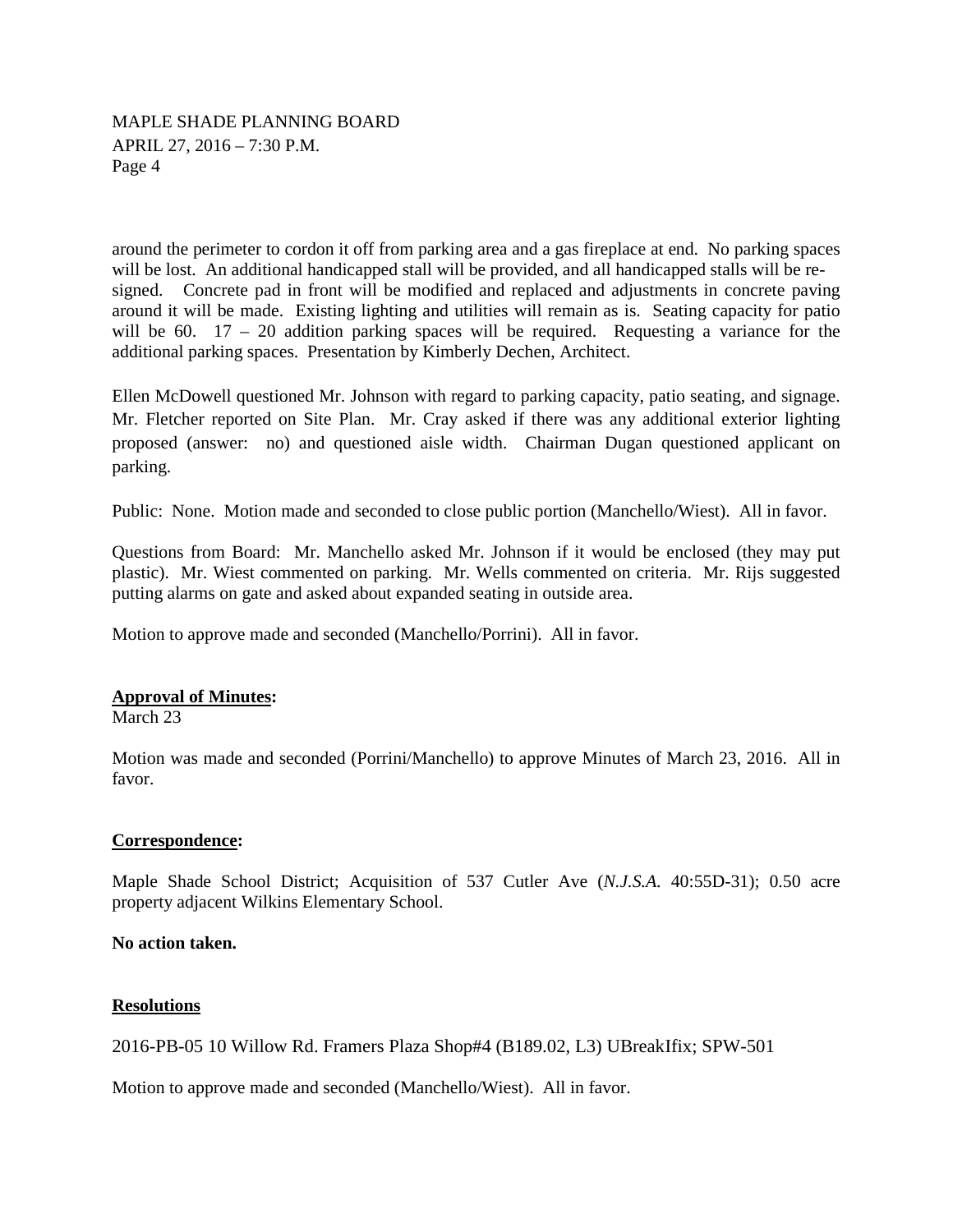around the perimeter to cordon it off from parking area and a gas fireplace at end. No parking spaces will be lost. An additional handicapped stall will be provided, and all handicapped stalls will be re-signed. Concrete pad in front will be modified and replaced and adjustments in concrete paving around it will be made. Existing lighting and utilities will remain as is. Seating capacity for patio will be 60. 17 – 20 addition parking spaces will be required. Requesting a variance for the additional parking spaces. Presentation by Kimberly Dechen, Architect.

Ellen McDowell questioned Mr. Johnson with regard to parking capacity, patio seating, and signage. Mr. Fletcher reported on Site Plan. Mr. Cray asked if there was any additional exterior lighting proposed (answer: no) and questioned aisle width. Chairman Dugan questioned applicant on parking.

Public: None. Motion made and seconded to close public portion (Manchello/Wiest). All in favor.

Questions from Board: Mr. Manchello asked Mr. Johnson if it would be enclosed (they may put plastic). Mr. Wiest commented on parking. Mr. Wells commented on criteria. Mr. Rijs suggested putting alarms on gate and asked about expanded seating in outside area.

Motion to approve made and seconded (Manchello/Porrini). All in favor.

**Approval of Minutes:**

March 23

Motion was made and seconded (Porrini/Manchello) to approve Minutes of March 23, 2016. All in favor.

**Correspondence:**

Maple Shade School District; Acquisition of 537 Cutler Ave (*N.J.S.A.* 40:55D-31); 0.50 acre property adjacent Wilkins Elementary School.

**No action taken.**

**Resolutions**

2016-PB-05 10 Willow Rd. Framers Plaza Shop#4 (B189.02, L3) UBreakIfix; SPW-501

Motion to approve made and seconded (Manchello/Wiest). All in favor.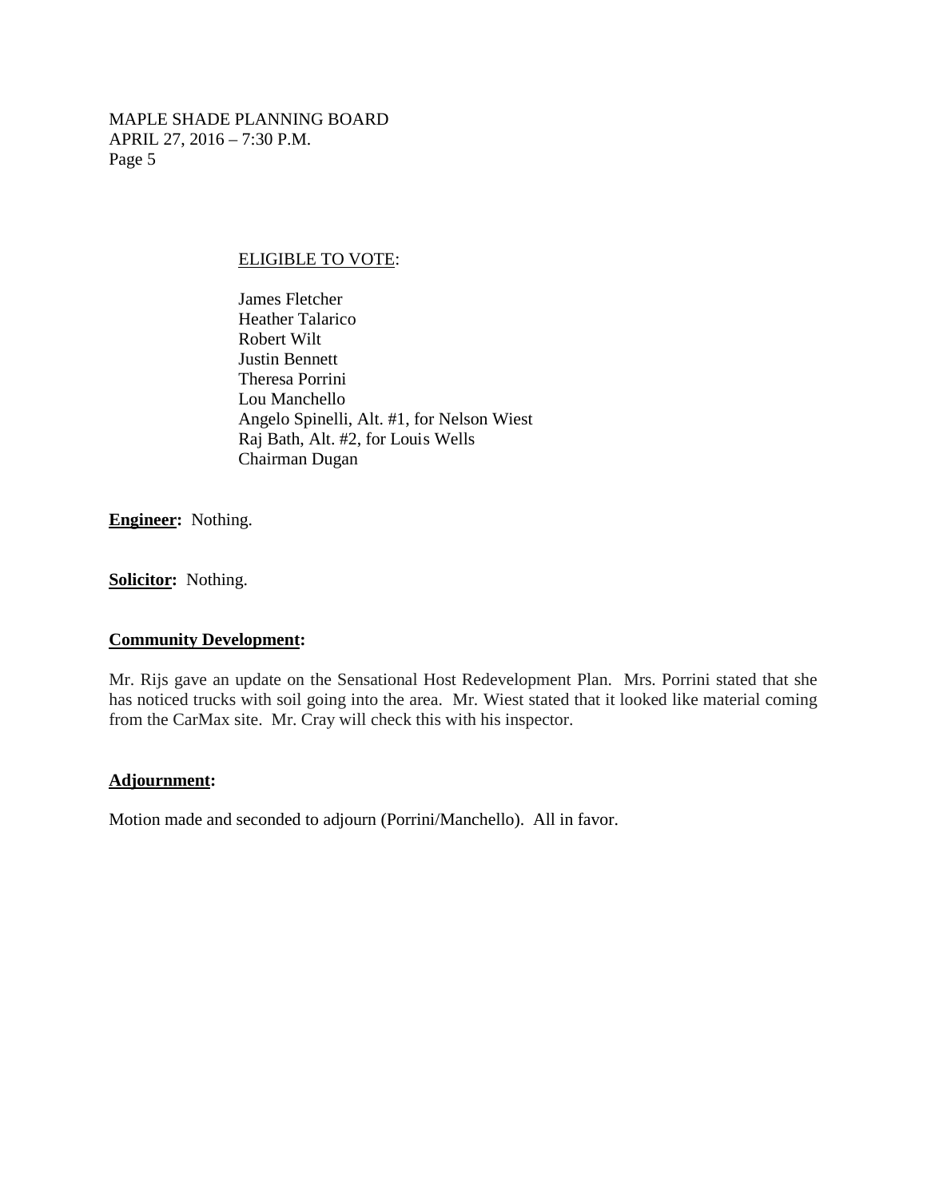ELIGIBLE TO VOTE:

James Fletcher
Heather Talarico
Robert Wilt
Justin Bennett
Theresa Porrini
Lou Manchello
Angelo Spinelli, Alt. #1, for Nelson Wiest
Raj Bath, Alt. #2, for Louis Wells
Chairman Dugan

**Engineer:** Nothing.

**Solicitor:** Nothing.

**Community Development:**

Mr. Rijs gave an update on the Sensational Host Redevelopment Plan. Mrs. Porrini stated that she has noticed trucks with soil going into the area. Mr. Wiest stated that it looked like material coming from the CarMax site. Mr. Cray will check this with his inspector.

**Adjournment:**

Motion made and seconded to adjourn (Porrini/Manchello). All in favor.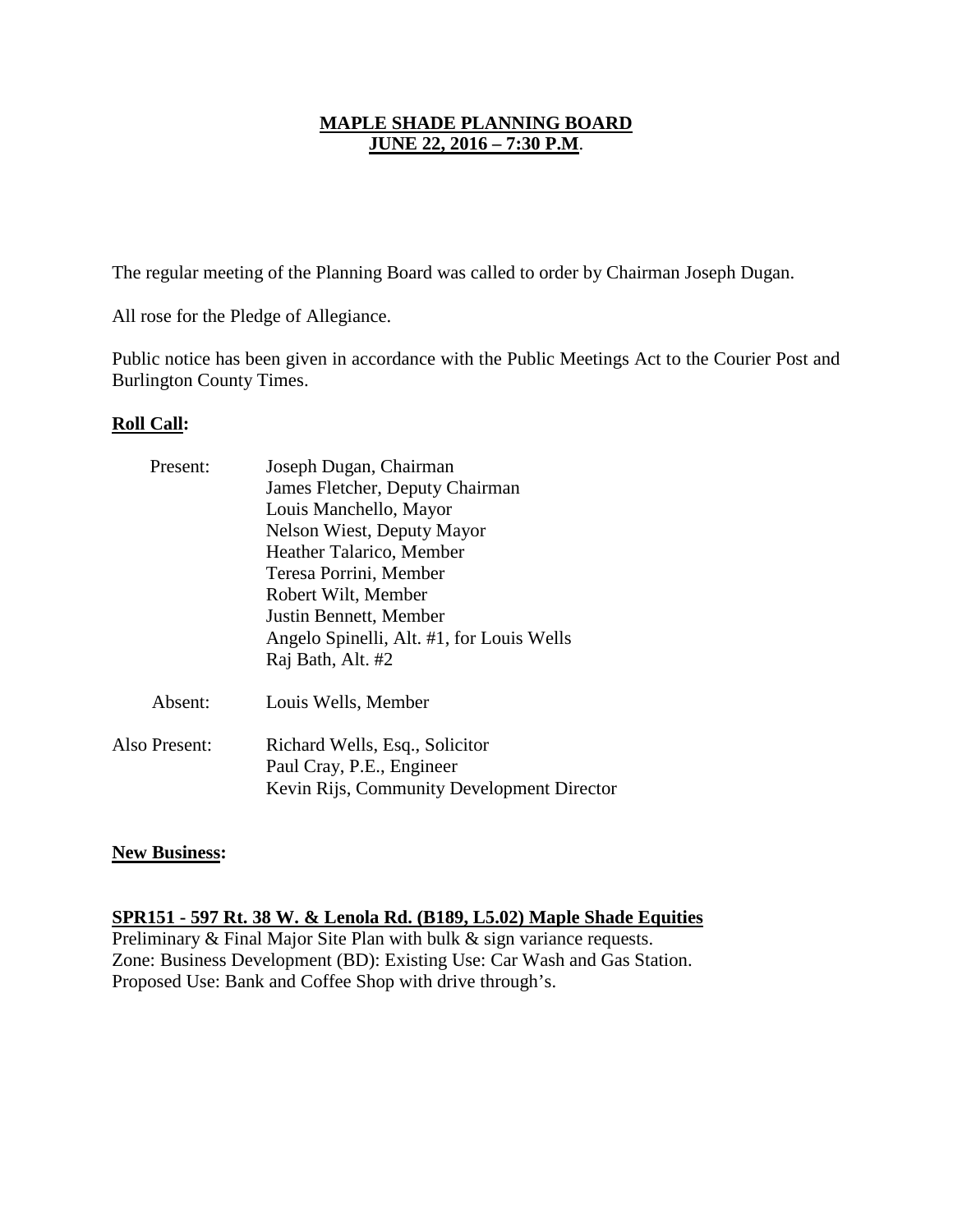# MAPLE SHADE PLANNING BOARD
## JUNE 22, 2016 – 7:30 P.M.

The regular meeting of the Planning Board was called to order by Chairman Joseph Dugan.

All rose for the Pledge of Allegiance.

Public notice has been given in accordance with the Public Meetings Act to the Courier Post and Burlington County Times.

**Roll Call:**

| | |
|---|---|
| Present: | Joseph Dugan, Chairman |
| | James Fletcher, Deputy Chairman |
| | Louis Manchello, Mayor |
| | Nelson Wiest, Deputy Mayor |
| | Heather Talarico, Member |
| | Teresa Porrini, Member |
| | Robert Wilt, Member |
| | Justin Bennett, Member |
| | Angelo Spinelli, Alt. #1, for Louis Wells |
| | Raj Bath, Alt. #2 |
| Absent: | Louis Wells, Member |
| Also Present: | Richard Wells, Esq., Solicitor |
| | Paul Cray, P.E., Engineer |
| | Kevin Rijs, Community Development Director |

**New Business:**

**SPR151 - 597 Rt. 38 W. & Lenola Rd. (B189, L5.02) Maple Shade Equities**
Preliminary & Final Major Site Plan with bulk & sign variance requests.
Zone: Business Development (BD): Existing Use: Car Wash and Gas Station.
Proposed Use: Bank and Coffee Shop with drive through's.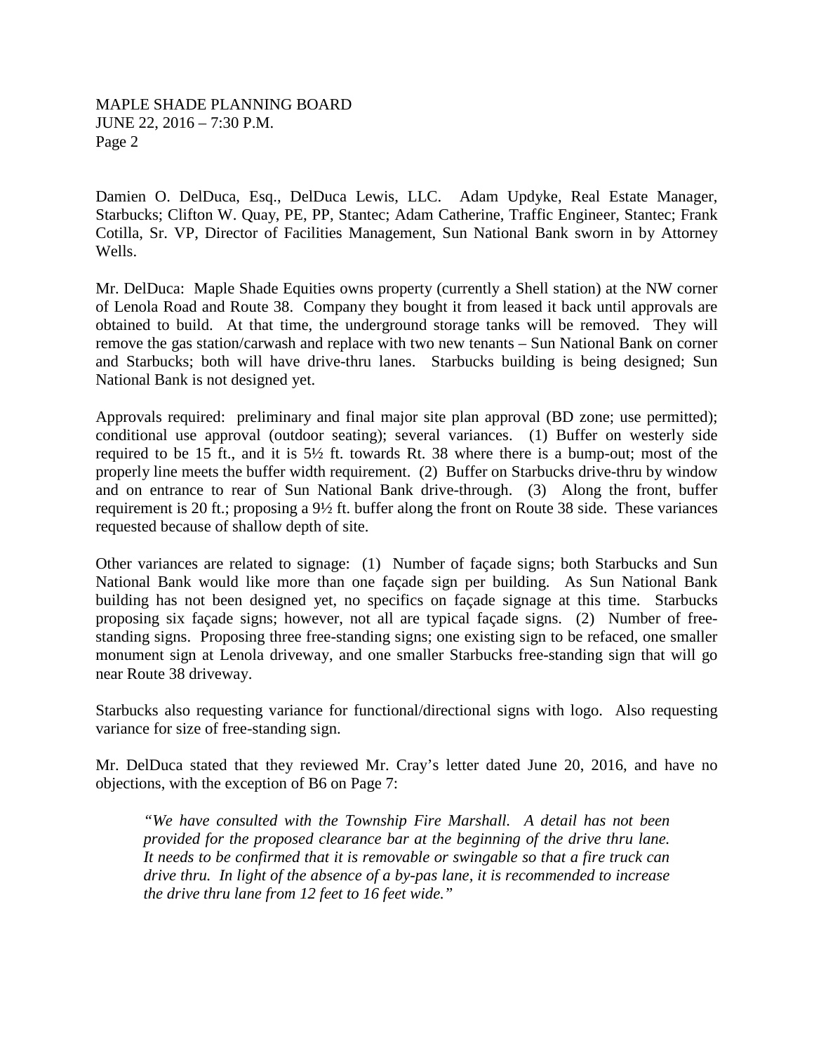Damien O. DelDuca, Esq., DelDuca Lewis, LLC. Adam Updyke, Real Estate Manager, Starbucks; Clifton W. Quay, PE, PP, Stantec; Adam Catherine, Traffic Engineer, Stantec; Frank Cotilla, Sr. VP, Director of Facilities Management, Sun National Bank sworn in by Attorney Wells.

Mr. DelDuca: Maple Shade Equities owns property (currently a Shell station) at the NW corner of Lenola Road and Route 38. Company they bought it from leased it back until approvals are obtained to build. At that time, the underground storage tanks will be removed. They will remove the gas station/carwash and replace with two new tenants – Sun National Bank on corner and Starbucks; both will have drive-thru lanes. Starbucks building is being designed; Sun National Bank is not designed yet.

Approvals required: preliminary and final major site plan approval (BD zone; use permitted); conditional use approval (outdoor seating); several variances. (1) Buffer on westerly side required to be 15 ft., and it is 5½ ft. towards Rt. 38 where there is a bump-out; most of the properly line meets the buffer width requirement. (2) Buffer on Starbucks drive-thru by window and on entrance to rear of Sun National Bank drive-through. (3) Along the front, buffer requirement is 20 ft.; proposing a 9½ ft. buffer along the front on Route 38 side. These variances requested because of shallow depth of site.

Other variances are related to signage: (1) Number of façade signs; both Starbucks and Sun National Bank would like more than one façade sign per building. As Sun National Bank building has not been designed yet, no specifics on façade signage at this time. Starbucks proposing six façade signs; however, not all are typical façade signs. (2) Number of free-standing signs. Proposing three free-standing signs; one existing sign to be refaced, one smaller monument sign at Lenola driveway, and one smaller Starbucks free-standing sign that will go near Route 38 driveway.

Starbucks also requesting variance for functional/directional signs with logo. Also requesting variance for size of free-standing sign.

Mr. DelDuca stated that they reviewed Mr. Cray's letter dated June 20, 2016, and have no objections, with the exception of B6 on Page 7:

> *"We have consulted with the Township Fire Marshall. A detail has not been provided for the proposed clearance bar at the beginning of the drive thru lane. It needs to be confirmed that it is removable or swingable so that a fire truck can drive thru. In light of the absence of a by-pas lane, it is recommended to increase the drive thru lane from 12 feet to 16 feet wide."*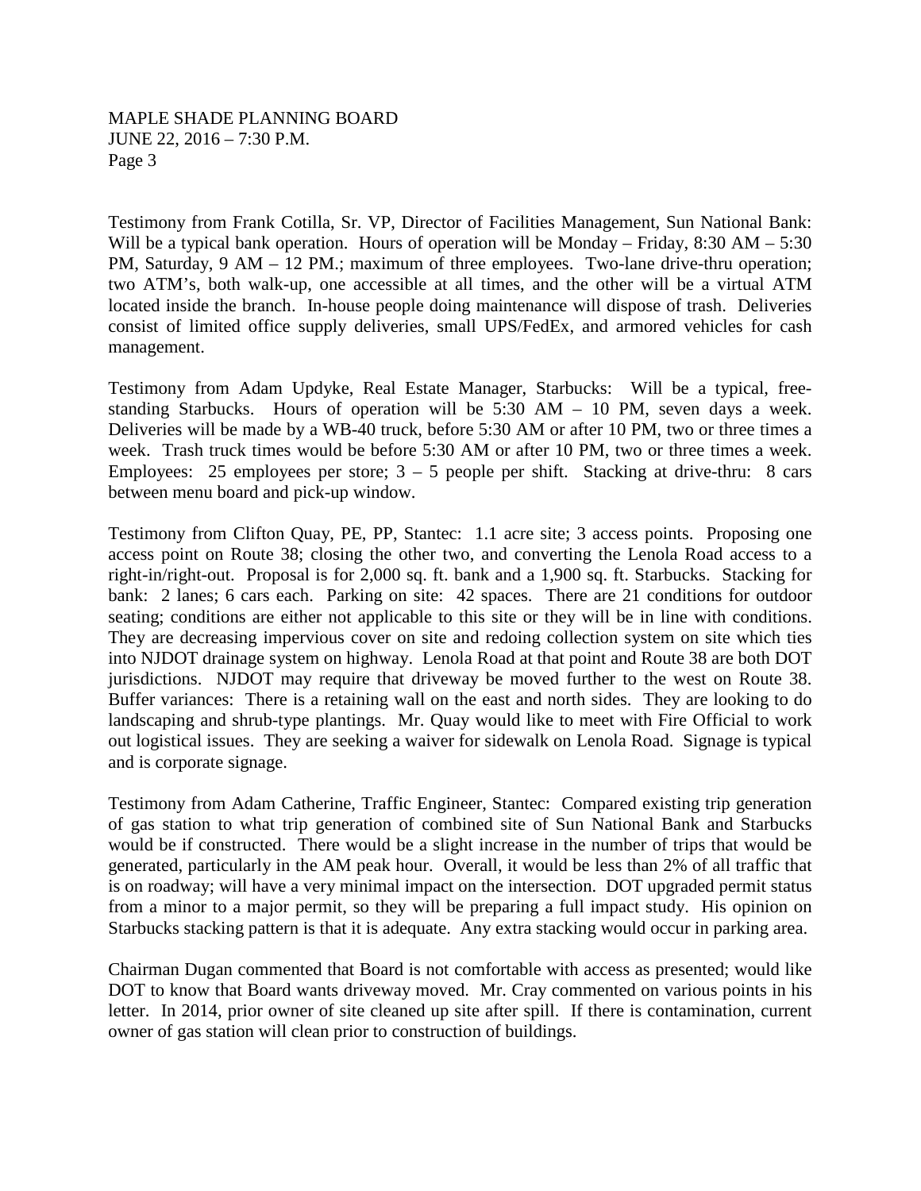Testimony from Frank Cotilla, Sr. VP, Director of Facilities Management, Sun National Bank: Will be a typical bank operation. Hours of operation will be Monday – Friday, 8:30 AM – 5:30 PM, Saturday, 9 AM – 12 PM.; maximum of three employees. Two-lane drive-thru operation; two ATM's, both walk-up, one accessible at all times, and the other will be a virtual ATM located inside the branch. In-house people doing maintenance will dispose of trash. Deliveries consist of limited office supply deliveries, small UPS/FedEx, and armored vehicles for cash management.

Testimony from Adam Updyke, Real Estate Manager, Starbucks: Will be a typical, free-standing Starbucks. Hours of operation will be 5:30 AM – 10 PM, seven days a week. Deliveries will be made by a WB-40 truck, before 5:30 AM or after 10 PM, two or three times a week. Trash truck times would be before 5:30 AM or after 10 PM, two or three times a week. Employees: 25 employees per store; 3 – 5 people per shift. Stacking at drive-thru: 8 cars between menu board and pick-up window.

Testimony from Clifton Quay, PE, PP, Stantec: 1.1 acre site; 3 access points. Proposing one access point on Route 38; closing the other two, and converting the Lenola Road access to a right-in/right-out. Proposal is for 2,000 sq. ft. bank and a 1,900 sq. ft. Starbucks. Stacking for bank: 2 lanes; 6 cars each. Parking on site: 42 spaces. There are 21 conditions for outdoor seating; conditions are either not applicable to this site or they will be in line with conditions. They are decreasing impervious cover on site and redoing collection system on site which ties into NJDOT drainage system on highway. Lenola Road at that point and Route 38 are both DOT jurisdictions. NJDOT may require that driveway be moved further to the west on Route 38. Buffer variances: There is a retaining wall on the east and north sides. They are looking to do landscaping and shrub-type plantings. Mr. Quay would like to meet with Fire Official to work out logistical issues. They are seeking a waiver for sidewalk on Lenola Road. Signage is typical and is corporate signage.

Testimony from Adam Catherine, Traffic Engineer, Stantec: Compared existing trip generation of gas station to what trip generation of combined site of Sun National Bank and Starbucks would be if constructed. There would be a slight increase in the number of trips that would be generated, particularly in the AM peak hour. Overall, it would be less than 2% of all traffic that is on roadway; will have a very minimal impact on the intersection. DOT upgraded permit status from a minor to a major permit, so they will be preparing a full impact study. His opinion on Starbucks stacking pattern is that it is adequate. Any extra stacking would occur in parking area.

Chairman Dugan commented that Board is not comfortable with access as presented; would like DOT to know that Board wants driveway moved. Mr. Cray commented on various points in his letter. In 2014, prior owner of site cleaned up site after spill. If there is contamination, current owner of gas station will clean prior to construction of buildings.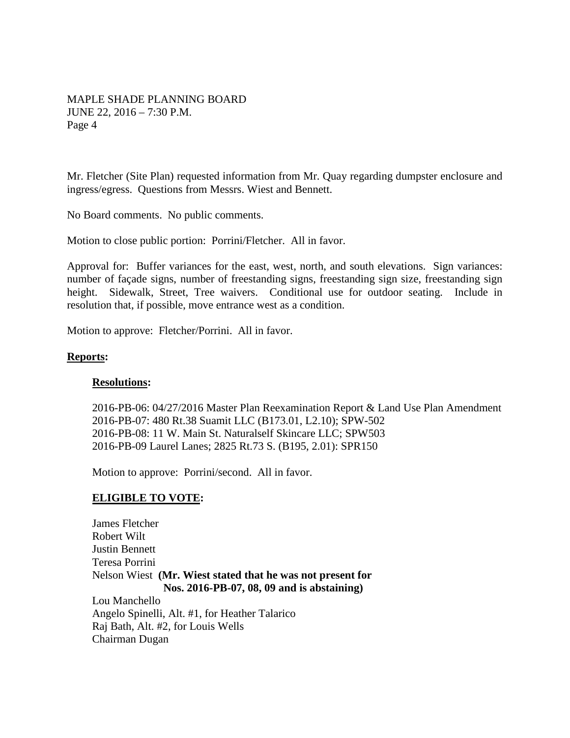Mr. Fletcher (Site Plan) requested information from Mr. Quay regarding dumpster enclosure and ingress/egress. Questions from Messrs. Wiest and Bennett.

No Board comments. No public comments.

Motion to close public portion: Porrini/Fletcher. All in favor.

Approval for: Buffer variances for the east, west, north, and south elevations. Sign variances: number of façade signs, number of freestanding signs, freestanding sign size, freestanding sign height. Sidewalk, Street, Tree waivers. Conditional use for outdoor seating. Include in resolution that, if possible, move entrance west as a condition.

Motion to approve: Fletcher/Porrini. All in favor.

## **Reports:**

### **Resolutions:**

2016-PB-06: 04/27/2016 Master Plan Reexamination Report & Land Use Plan Amendment
2016-PB-07: 480 Rt.38 Suamit LLC (B173.01, L2.10); SPW-502
2016-PB-08: 11 W. Main St. Naturalself Skincare LLC; SPW503
2016-PB-09 Laurel Lanes; 2825 Rt.73 S. (B195, 2.01): SPR150

Motion to approve: Porrini/second. All in favor.

### **ELIGIBLE TO VOTE:**

James Fletcher
Robert Wilt
Justin Bennett
Teresa Porrini
Nelson Wiest **(Mr. Wiest stated that he was not present for Nos. 2016-PB-07, 08, 09 and is abstaining)**
Lou Manchello
Angelo Spinelli, Alt. #1, for Heather Talarico
Raj Bath, Alt. #2, for Louis Wells
Chairman Dugan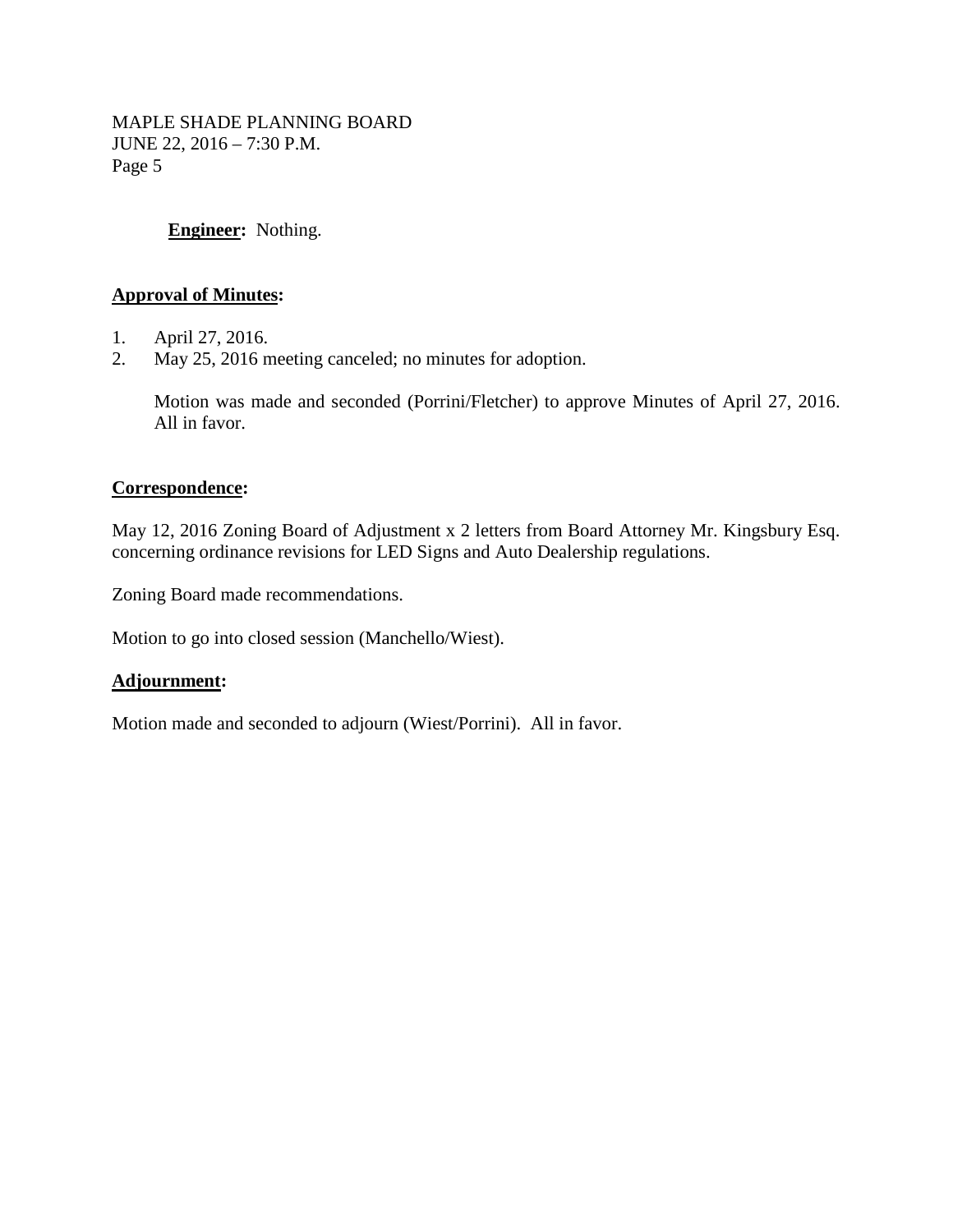**Engineer:** Nothing.

**Approval of Minutes:**

1. April 27, 2016.
2. May 25, 2016 meeting canceled; no minutes for adoption.

   Motion was made and seconded (Porrini/Fletcher) to approve Minutes of April 27, 2016. All in favor.

**Correspondence:**

May 12, 2016 Zoning Board of Adjustment x 2 letters from Board Attorney Mr. Kingsbury Esq. concerning ordinance revisions for LED Signs and Auto Dealership regulations.

Zoning Board made recommendations.

Motion to go into closed session (Manchello/Wiest).

**Adjournment:**

Motion made and seconded to adjourn (Wiest/Porrini). All in favor.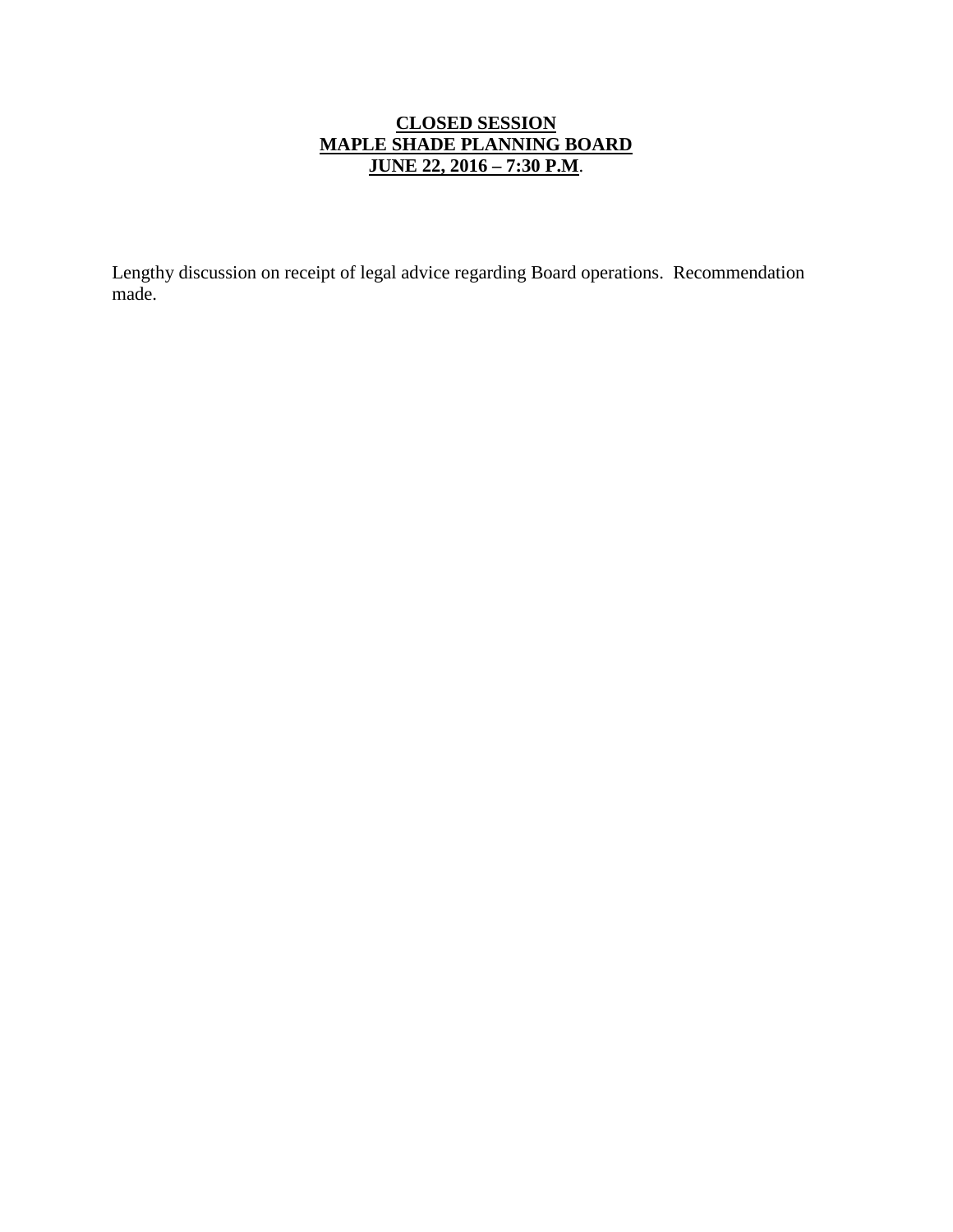**CLOSED SESSION**
**MAPLE SHADE PLANNING BOARD**
**JUNE 22, 2016 – 7:30 P.M.**

Lengthy discussion on receipt of legal advice regarding Board operations. Recommendation made.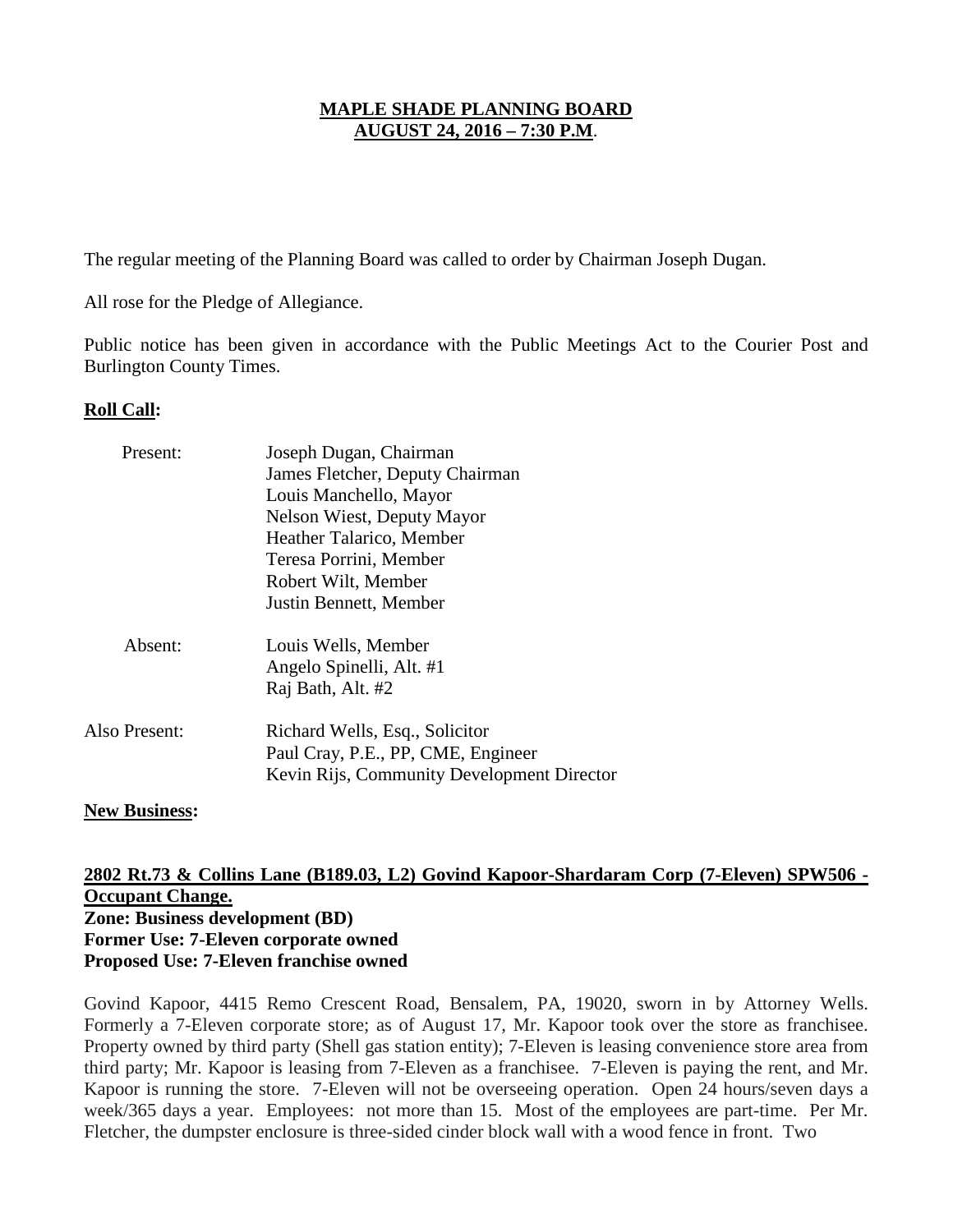**MAPLE SHADE PLANNING BOARD**
**AUGUST 24, 2016 – 7:30 P.M.**

The regular meeting of the Planning Board was called to order by Chairman Joseph Dugan.

All rose for the Pledge of Allegiance.

Public notice has been given in accordance with the Public Meetings Act to the Courier Post and Burlington County Times.

**Roll Call:**

| | |
|---|---|
| Present: | Joseph Dugan, Chairman |
| | James Fletcher, Deputy Chairman |
| | Louis Manchello, Mayor |
| | Nelson Wiest, Deputy Mayor |
| | Heather Talarico, Member |
| | Teresa Porrini, Member |
| | Robert Wilt, Member |
| | Justin Bennett, Member |
| Absent: | Louis Wells, Member |
| | Angelo Spinelli, Alt. #1 |
| | Raj Bath, Alt. #2 |
| Also Present: | Richard Wells, Esq., Solicitor |
| | Paul Cray, P.E., PP, CME, Engineer |
| | Kevin Rijs, Community Development Director |

**New Business:**

**2802 Rt.73 & Collins Lane (B189.03, L2) Govind Kapoor-Shardaram Corp (7-Eleven) SPW506 - Occupant Change.**
**Zone: Business development (BD)**
**Former Use: 7-Eleven corporate owned**
**Proposed Use: 7-Eleven franchise owned**

Govind Kapoor, 4415 Remo Crescent Road, Bensalem, PA, 19020, sworn in by Attorney Wells. Formerly a 7-Eleven corporate store; as of August 17, Mr. Kapoor took over the store as franchisee. Property owned by third party (Shell gas station entity); 7-Eleven is leasing convenience store area from third party; Mr. Kapoor is leasing from 7-Eleven as a franchisee. 7-Eleven is paying the rent, and Mr. Kapoor is running the store. 7-Eleven will not be overseeing operation. Open 24 hours/seven days a week/365 days a year. Employees: not more than 15. Most of the employees are part-time. Per Mr. Fletcher, the dumpster enclosure is three-sided cinder block wall with a wood fence in front. Two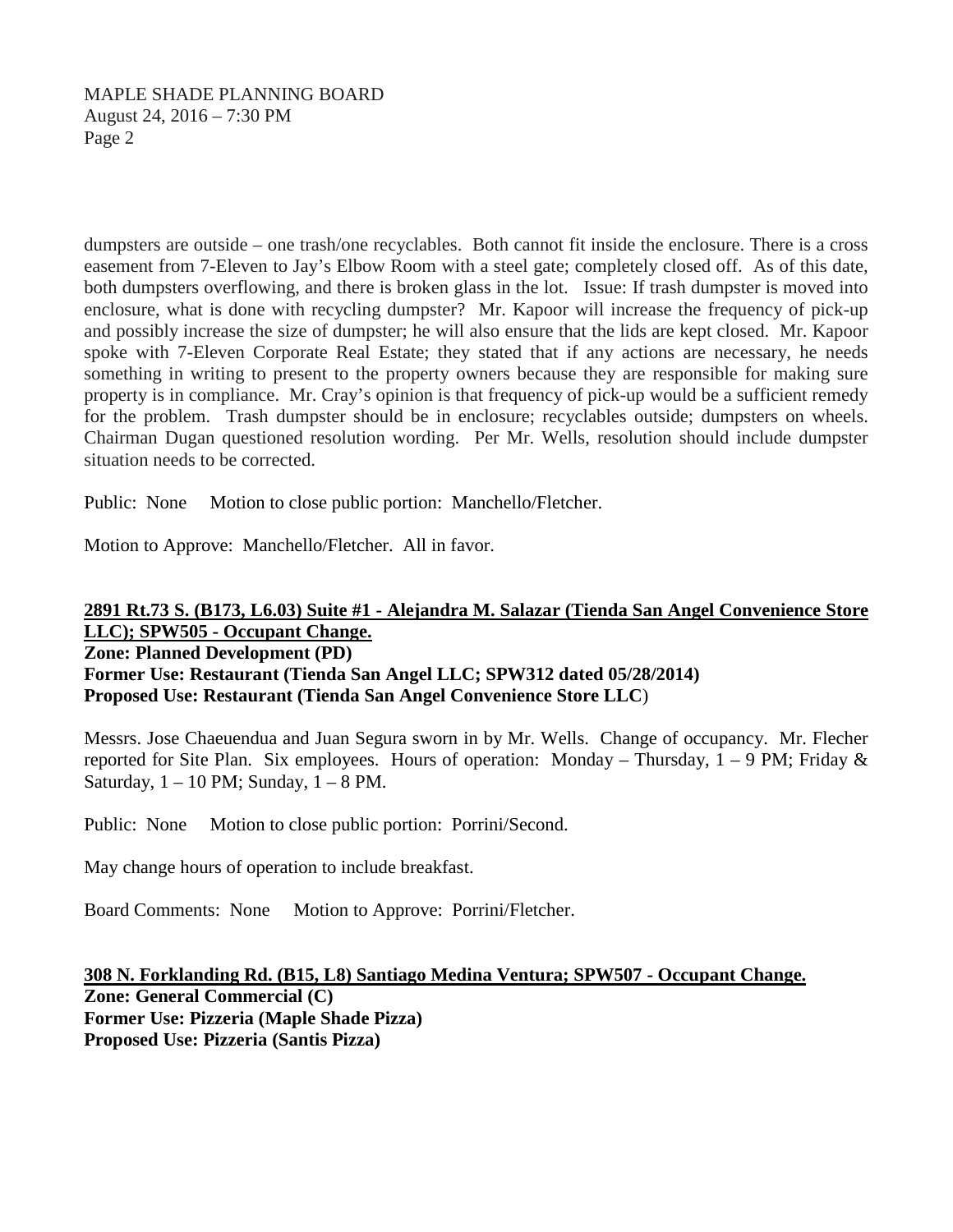dumpsters are outside – one trash/one recyclables. Both cannot fit inside the enclosure. There is a cross easement from 7-Eleven to Jay's Elbow Room with a steel gate; completely closed off. As of this date, both dumpsters overflowing, and there is broken glass in the lot. Issue: If trash dumpster is moved into enclosure, what is done with recycling dumpster? Mr. Kapoor will increase the frequency of pick-up and possibly increase the size of dumpster; he will also ensure that the lids are kept closed. Mr. Kapoor spoke with 7-Eleven Corporate Real Estate; they stated that if any actions are necessary, he needs something in writing to present to the property owners because they are responsible for making sure property is in compliance. Mr. Cray's opinion is that frequency of pick-up would be a sufficient remedy for the problem. Trash dumpster should be in enclosure; recyclables outside; dumpsters on wheels. Chairman Dugan questioned resolution wording. Per Mr. Wells, resolution should include dumpster situation needs to be corrected.

Public: None Motion to close public portion: Manchello/Fletcher.

Motion to Approve: Manchello/Fletcher. All in favor.

**2891 Rt.73 S. (B173, L6.03) Suite #1 - Alejandra M. Salazar (Tienda San Angel Convenience Store LLC); SPW505 - Occupant Change.**
**Zone: Planned Development (PD)**
**Former Use: Restaurant (Tienda San Angel LLC; SPW312 dated 05/28/2014)**
**Proposed Use: Restaurant (Tienda San Angel Convenience Store LLC)**

Messrs. Jose Chaeuendua and Juan Segura sworn in by Mr. Wells. Change of occupancy. Mr. Flecher reported for Site Plan. Six employees. Hours of operation: Monday – Thursday, 1 – 9 PM; Friday & Saturday, 1 – 10 PM; Sunday, 1 – 8 PM.

Public: None Motion to close public portion: Porrini/Second.

May change hours of operation to include breakfast.

Board Comments: None Motion to Approve: Porrini/Fletcher.

**308 N. Forklanding Rd. (B15, L8) Santiago Medina Ventura; SPW507 - Occupant Change.**
**Zone: General Commercial (C)**
**Former Use: Pizzeria (Maple Shade Pizza)**
**Proposed Use: Pizzeria (Santis Pizza)**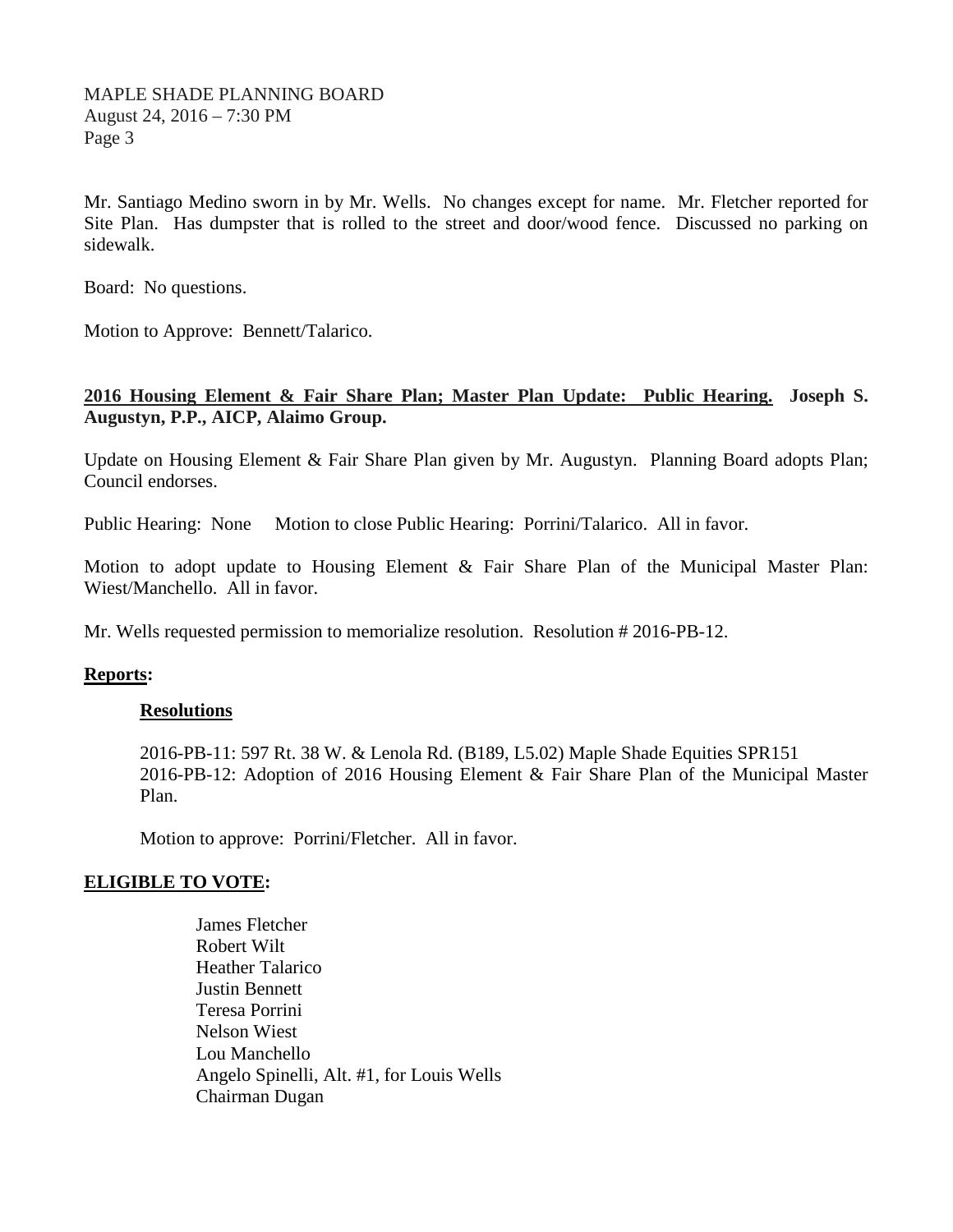Mr. Santiago Medino sworn in by Mr. Wells. No changes except for name. Mr. Fletcher reported for Site Plan. Has dumpster that is rolled to the street and door/wood fence. Discussed no parking on sidewalk.

Board: No questions.

Motion to Approve: Bennett/Talarico.

**2016 Housing Element & Fair Share Plan; Master Plan Update: Public Hearing. Joseph S. Augustyn, P.P., AICP, Alaimo Group.**

Update on Housing Element & Fair Share Plan given by Mr. Augustyn. Planning Board adopts Plan; Council endorses.

Public Hearing: None Motion to close Public Hearing: Porrini/Talarico. All in favor.

Motion to adopt update to Housing Element & Fair Share Plan of the Municipal Master Plan: Wiest/Manchello. All in favor.

Mr. Wells requested permission to memorialize resolution. Resolution # 2016-PB-12.

**Reports:**

**Resolutions**

2016-PB-11: 597 Rt. 38 W. & Lenola Rd. (B189, L5.02) Maple Shade Equities SPR151
2016-PB-12: Adoption of 2016 Housing Element & Fair Share Plan of the Municipal Master Plan.

Motion to approve: Porrini/Fletcher. All in favor.

**ELIGIBLE TO VOTE:**

James Fletcher
Robert Wilt
Heather Talarico
Justin Bennett
Teresa Porrini
Nelson Wiest
Lou Manchello
Angelo Spinelli, Alt. #1, for Louis Wells
Chairman Dugan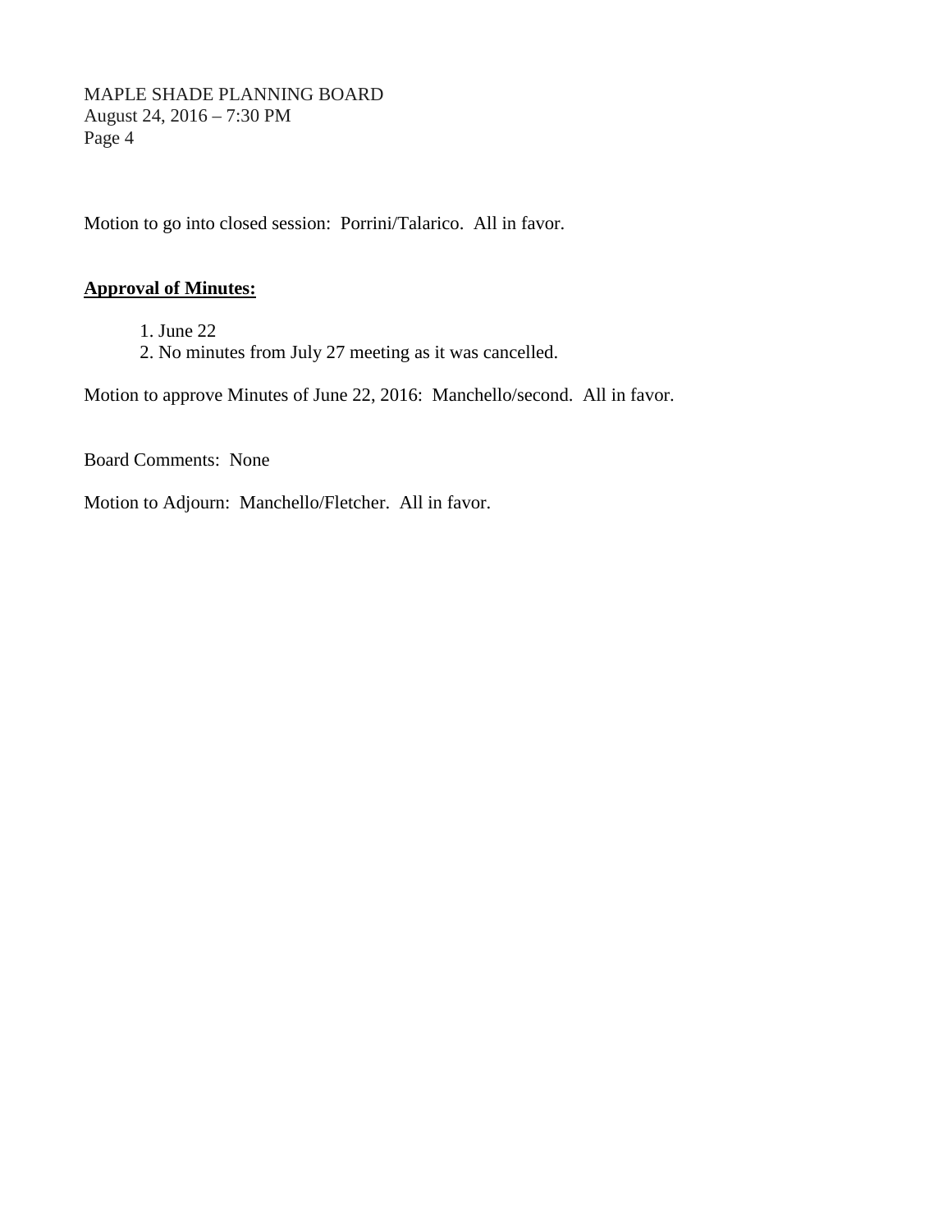Motion to go into closed session: Porrini/Talarico. All in favor.

**Approval of Minutes:**

1. June 22
2. No minutes from July 27 meeting as it was cancelled.

Motion to approve Minutes of June 22, 2016: Manchello/second. All in favor.

Board Comments: None

Motion to Adjourn: Manchello/Fletcher. All in favor.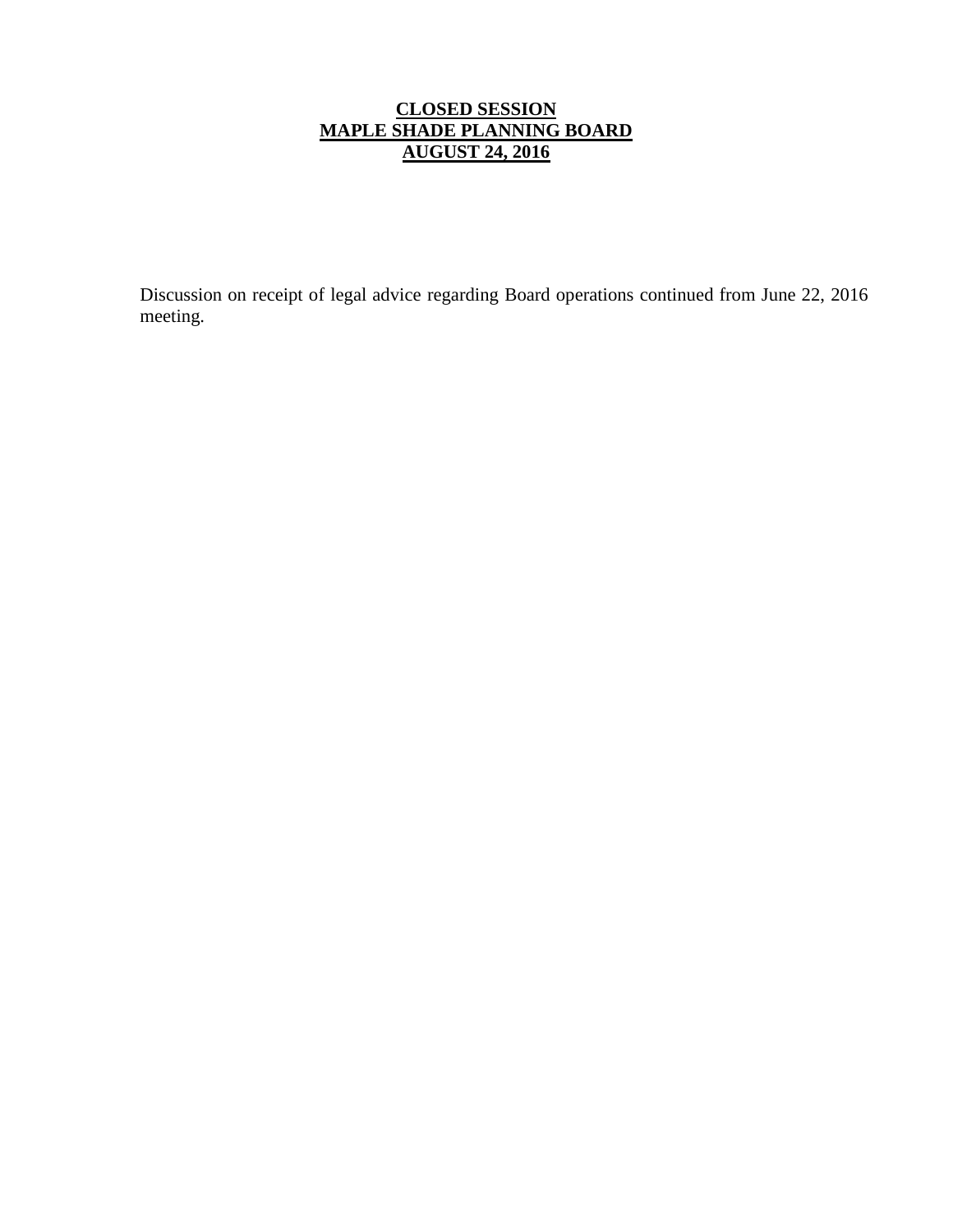# CLOSED SESSION
# MAPLE SHADE PLANNING BOARD
# AUGUST 24, 2016

Discussion on receipt of legal advice regarding Board operations continued from June 22, 2016 meeting.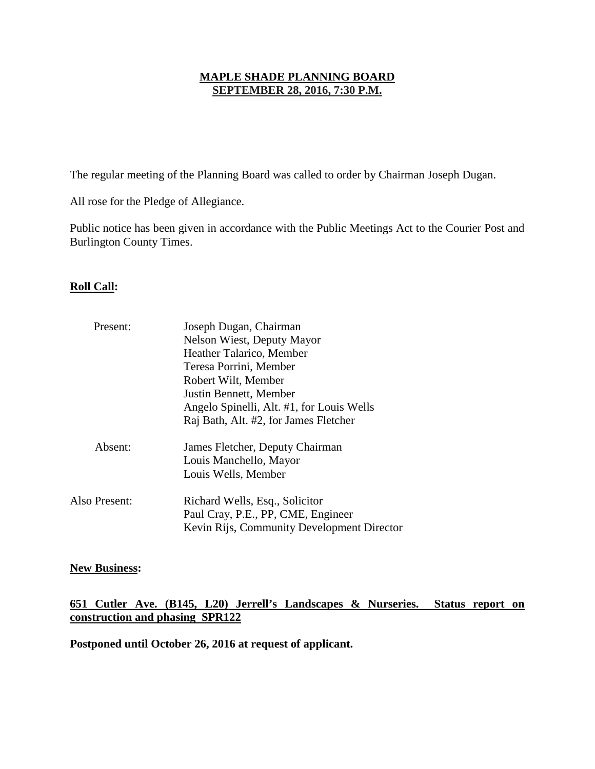# MAPLE SHADE PLANNING BOARD
## SEPTEMBER 28, 2016, 7:30 P.M.

The regular meeting of the Planning Board was called to order by Chairman Joseph Dugan.

All rose for the Pledge of Allegiance.

Public notice has been given in accordance with the Public Meetings Act to the Courier Post and Burlington County Times.

**Roll Call:**

| | |
|---|---|
| Present: | Joseph Dugan, Chairman |
| | Nelson Wiest, Deputy Mayor |
| | Heather Talarico, Member |
| | Teresa Porrini, Member |
| | Robert Wilt, Member |
| | Justin Bennett, Member |
| | Angelo Spinelli, Alt. #1, for Louis Wells |
| | Raj Bath, Alt. #2, for James Fletcher |
| Absent: | James Fletcher, Deputy Chairman |
| | Louis Manchello, Mayor |
| | Louis Wells, Member |
| Also Present: | Richard Wells, Esq., Solicitor |
| | Paul Cray, P.E., PP, CME, Engineer |
| | Kevin Rijs, Community Development Director |

**New Business:**

**651 Cutler Ave. (B145, L20) Jerrell's Landscapes & Nurseries. Status report on construction and phasing SPR122**

**Postponed until October 26, 2016 at request of applicant.**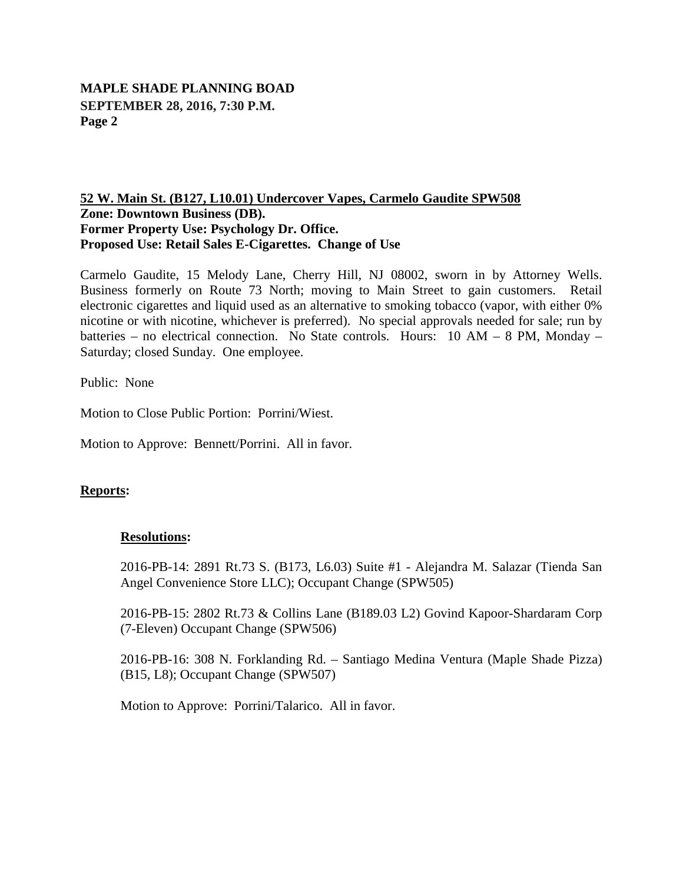**52 W. Main St. (B127, L10.01) Undercover Vapes, Carmelo Gaudite SPW508**
**Zone: Downtown Business (DB).**
**Former Property Use: Psychology Dr. Office.**
**Proposed Use: Retail Sales E-Cigarettes. Change of Use**

Carmelo Gaudite, 15 Melody Lane, Cherry Hill, NJ 08002, sworn in by Attorney Wells. Business formerly on Route 73 North; moving to Main Street to gain customers. Retail electronic cigarettes and liquid used as an alternative to smoking tobacco (vapor, with either 0% nicotine or with nicotine, whichever is preferred). No special approvals needed for sale; run by batteries – no electrical connection. No State controls. Hours: 10 AM – 8 PM, Monday – Saturday; closed Sunday. One employee.

Public: None

Motion to Close Public Portion: Porrini/Wiest.

Motion to Approve: Bennett/Porrini. All in favor.

**Reports:**

**Resolutions:**

2016-PB-14: 2891 Rt.73 S. (B173, L6.03) Suite #1 - Alejandra M. Salazar (Tienda San Angel Convenience Store LLC); Occupant Change (SPW505)

2016-PB-15: 2802 Rt.73 & Collins Lane (B189.03 L2) Govind Kapoor-Shardaram Corp (7-Eleven) Occupant Change (SPW506)

2016-PB-16: 308 N. Forklanding Rd. – Santiago Medina Ventura (Maple Shade Pizza) (B15, L8); Occupant Change (SPW507)

Motion to Approve: Porrini/Talarico. All in favor.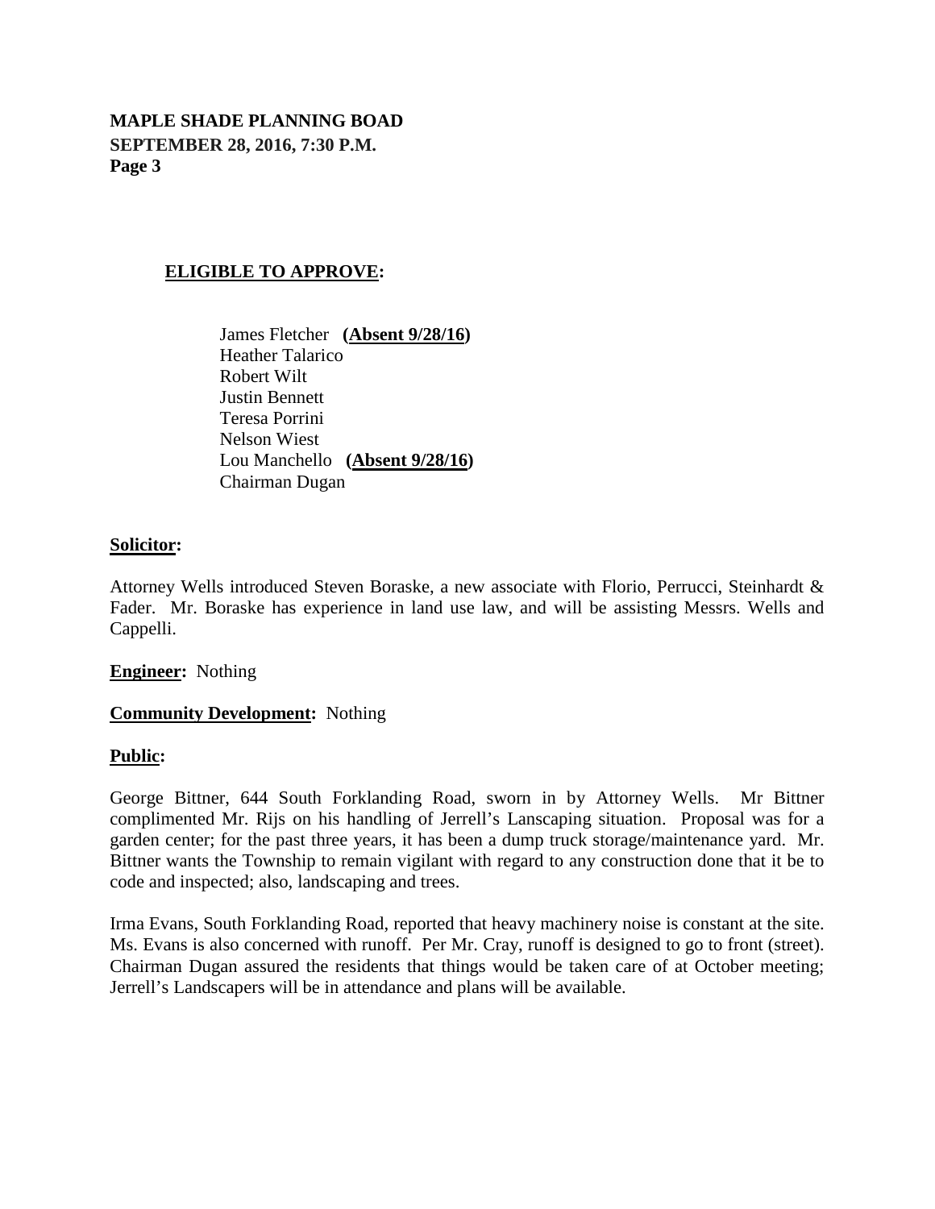**ELIGIBLE TO APPROVE:**

James Fletcher **(Absent 9/28/16)**
Heather Talarico
Robert Wilt
Justin Bennett
Teresa Porrini
Nelson Wiest
Lou Manchello **(Absent 9/28/16)**
Chairman Dugan

**Solicitor:**

Attorney Wells introduced Steven Boraske, a new associate with Florio, Perrucci, Steinhardt & Fader. Mr. Boraske has experience in land use law, and will be assisting Messrs. Wells and Cappelli.

**Engineer:** Nothing

**Community Development:** Nothing

**Public:**

George Bittner, 644 South Forklanding Road, sworn in by Attorney Wells. Mr Bittner complimented Mr. Rijs on his handling of Jerrell's Lanscaping situation. Proposal was for a garden center; for the past three years, it has been a dump truck storage/maintenance yard. Mr. Bittner wants the Township to remain vigilant with regard to any construction done that it be to code and inspected; also, landscaping and trees.

Irma Evans, South Forklanding Road, reported that heavy machinery noise is constant at the site. Ms. Evans is also concerned with runoff. Per Mr. Cray, runoff is designed to go to front (street). Chairman Dugan assured the residents that things would be taken care of at October meeting; Jerrell's Landscapers will be in attendance and plans will be available.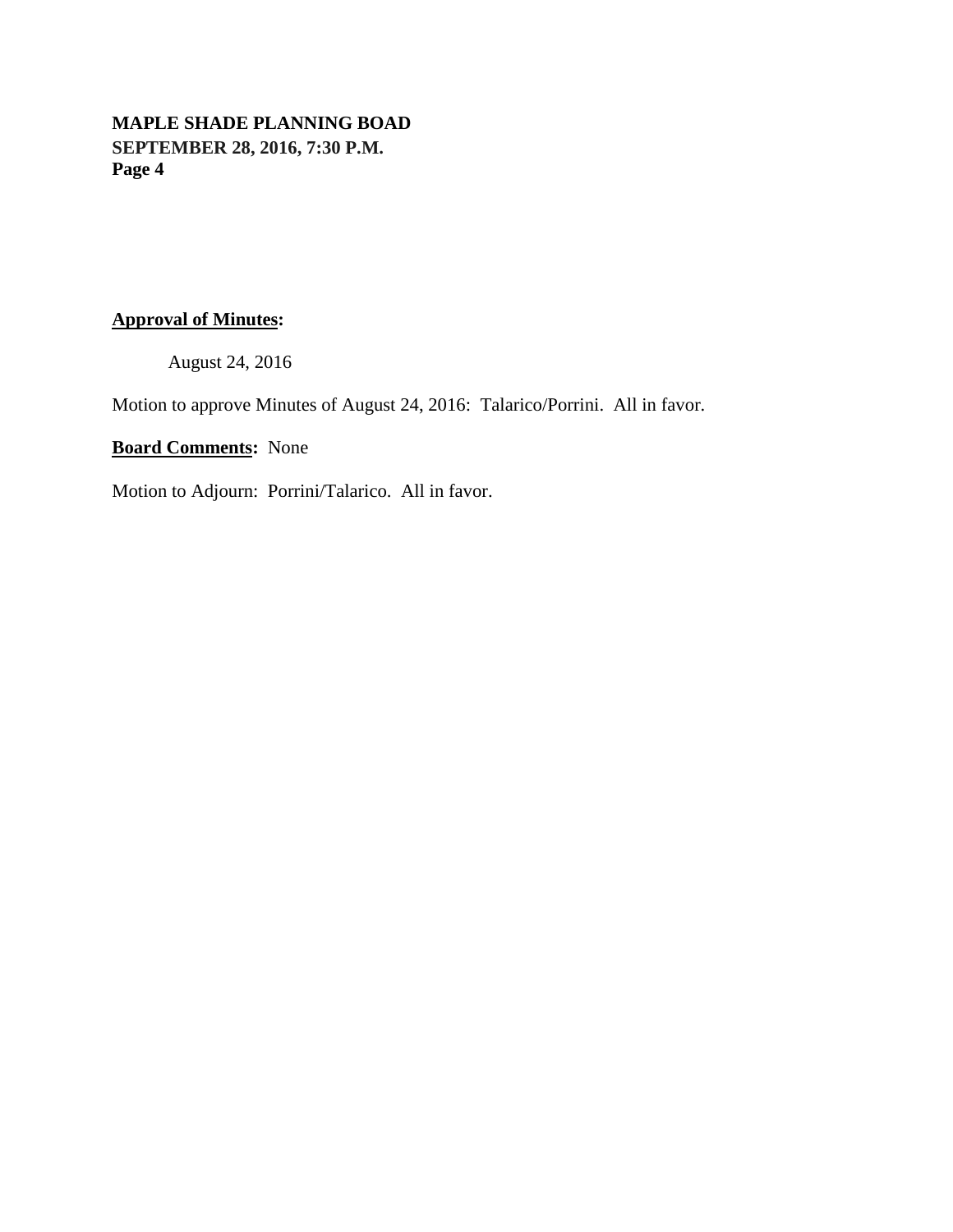**Approval of Minutes:**

August 24, 2016

Motion to approve Minutes of August 24, 2016: Talarico/Porrini. All in favor.

**Board Comments:** None

Motion to Adjourn: Porrini/Talarico. All in favor.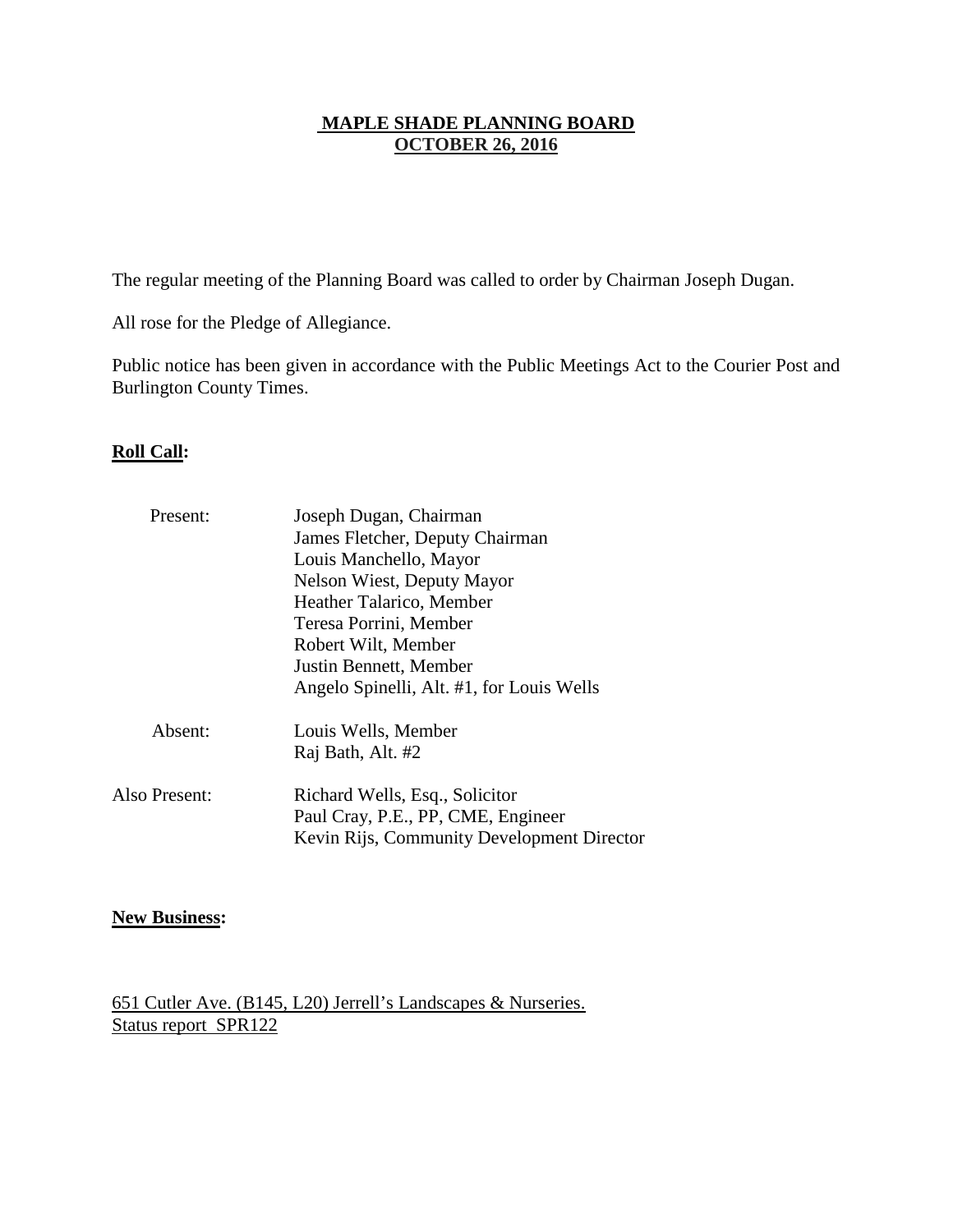# MAPLE SHADE PLANNING BOARD
## OCTOBER 26, 2016

The regular meeting of the Planning Board was called to order by Chairman Joseph Dugan.

All rose for the Pledge of Allegiance.

Public notice has been given in accordance with the Public Meetings Act to the Courier Post and Burlington County Times.

**Roll Call:**

| | |
|---|---|
| Present: | Joseph Dugan, Chairman |
| | James Fletcher, Deputy Chairman |
| | Louis Manchello, Mayor |
| | Nelson Wiest, Deputy Mayor |
| | Heather Talarico, Member |
| | Teresa Porrini, Member |
| | Robert Wilt, Member |
| | Justin Bennett, Member |
| | Angelo Spinelli, Alt. #1, for Louis Wells |
| Absent: | Louis Wells, Member |
| | Raj Bath, Alt. #2 |
| Also Present: | Richard Wells, Esq., Solicitor |
| | Paul Cray, P.E., PP, CME, Engineer |
| | Kevin Rijs, Community Development Director |

**New Business:**

651 Cutler Ave. (B145, L20) Jerrell's Landscapes & Nurseries.
Status report SPR122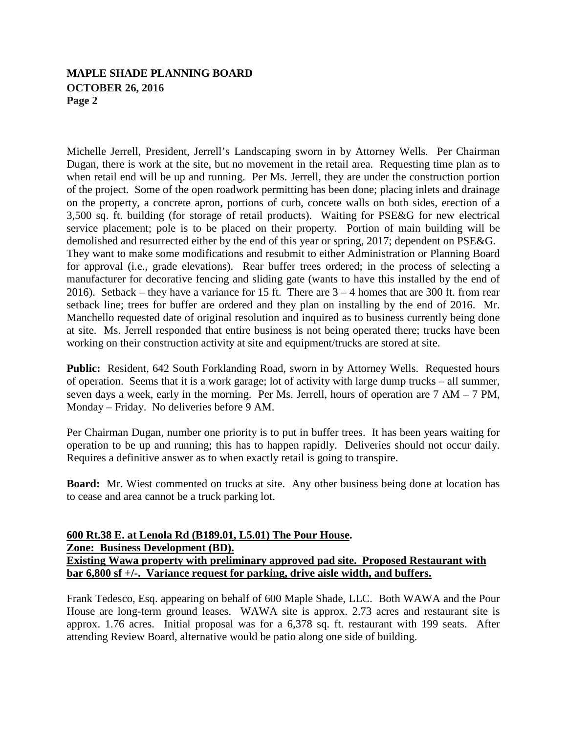Michelle Jerrell, President, Jerrell's Landscaping sworn in by Attorney Wells. Per Chairman Dugan, there is work at the site, but no movement in the retail area. Requesting time plan as to when retail end will be up and running. Per Ms. Jerrell, they are under the construction portion of the project. Some of the open roadwork permitting has been done; placing inlets and drainage on the property, a concrete apron, portions of curb, concete walls on both sides, erection of a 3,500 sq. ft. building (for storage of retail products). Waiting for PSE&G for new electrical service placement; pole is to be placed on their property. Portion of main building will be demolished and resurrected either by the end of this year or spring, 2017; dependent on PSE&G. They want to make some modifications and resubmit to either Administration or Planning Board for approval (i.e., grade elevations). Rear buffer trees ordered; in the process of selecting a manufacturer for decorative fencing and sliding gate (wants to have this installed by the end of 2016). Setback – they have a variance for 15 ft. There are 3 – 4 homes that are 300 ft. from rear setback line; trees for buffer are ordered and they plan on installing by the end of 2016. Mr. Manchello requested date of original resolution and inquired as to business currently being done at site. Ms. Jerrell responded that entire business is not being operated there; trucks have been working on their construction activity at site and equipment/trucks are stored at site.

**Public:** Resident, 642 South Forklanding Road, sworn in by Attorney Wells. Requested hours of operation. Seems that it is a work garage; lot of activity with large dump trucks – all summer, seven days a week, early in the morning. Per Ms. Jerrell, hours of operation are 7 AM – 7 PM, Monday – Friday. No deliveries before 9 AM.

Per Chairman Dugan, number one priority is to put in buffer trees. It has been years waiting for operation to be up and running; this has to happen rapidly. Deliveries should not occur daily. Requires a definitive answer as to when exactly retail is going to transpire.

**Board:** Mr. Wiest commented on trucks at site. Any other business being done at location has to cease and area cannot be a truck parking lot.

**600 Rt.38 E. at Lenola Rd (B189.01, L5.01) The Pour House.**
**Zone: Business Development (BD).**
**Existing Wawa property with preliminary approved pad site. Proposed Restaurant with bar 6,800 sf +/-. Variance request for parking, drive aisle width, and buffers.**

Frank Tedesco, Esq. appearing on behalf of 600 Maple Shade, LLC. Both WAWA and the Pour House are long-term ground leases. WAWA site is approx. 2.73 acres and restaurant site is approx. 1.76 acres. Initial proposal was for a 6,378 sq. ft. restaurant with 199 seats. After attending Review Board, alternative would be patio along one side of building.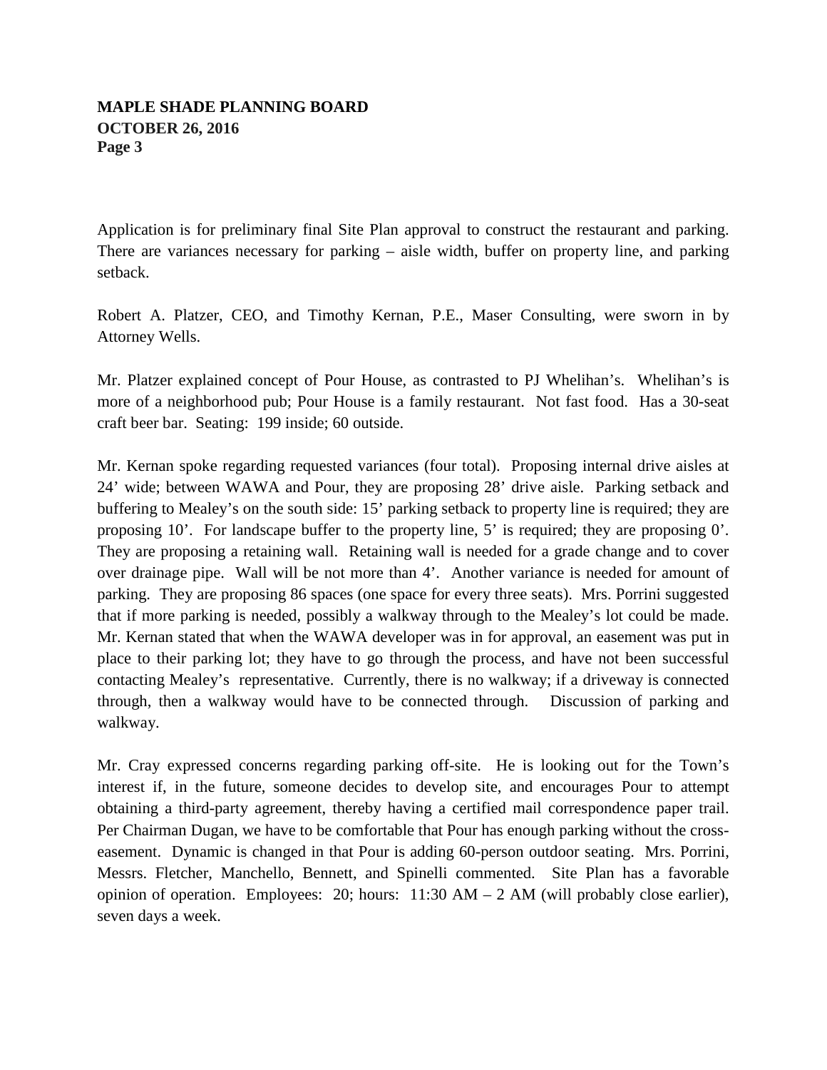Application is for preliminary final Site Plan approval to construct the restaurant and parking. There are variances necessary for parking – aisle width, buffer on property line, and parking setback.

Robert A. Platzer, CEO, and Timothy Kernan, P.E., Maser Consulting, were sworn in by Attorney Wells.

Mr. Platzer explained concept of Pour House, as contrasted to PJ Whelihan's. Whelihan's is more of a neighborhood pub; Pour House is a family restaurant. Not fast food. Has a 30-seat craft beer bar. Seating: 199 inside; 60 outside.

Mr. Kernan spoke regarding requested variances (four total). Proposing internal drive aisles at 24' wide; between WAWA and Pour, they are proposing 28' drive aisle. Parking setback and buffering to Mealey's on the south side: 15' parking setback to property line is required; they are proposing 10'. For landscape buffer to the property line, 5' is required; they are proposing 0'. They are proposing a retaining wall. Retaining wall is needed for a grade change and to cover over drainage pipe. Wall will be not more than 4'. Another variance is needed for amount of parking. They are proposing 86 spaces (one space for every three seats). Mrs. Porrini suggested that if more parking is needed, possibly a walkway through to the Mealey's lot could be made. Mr. Kernan stated that when the WAWA developer was in for approval, an easement was put in place to their parking lot; they have to go through the process, and have not been successful contacting Mealey's representative. Currently, there is no walkway; if a driveway is connected through, then a walkway would have to be connected through. Discussion of parking and walkway.

Mr. Cray expressed concerns regarding parking off-site. He is looking out for the Town's interest if, in the future, someone decides to develop site, and encourages Pour to attempt obtaining a third-party agreement, thereby having a certified mail correspondence paper trail. Per Chairman Dugan, we have to be comfortable that Pour has enough parking without the cross-easement. Dynamic is changed in that Pour is adding 60-person outdoor seating. Mrs. Porrini, Messrs. Fletcher, Manchello, Bennett, and Spinelli commented. Site Plan has a favorable opinion of operation. Employees: 20; hours: 11:30 AM – 2 AM (will probably close earlier), seven days a week.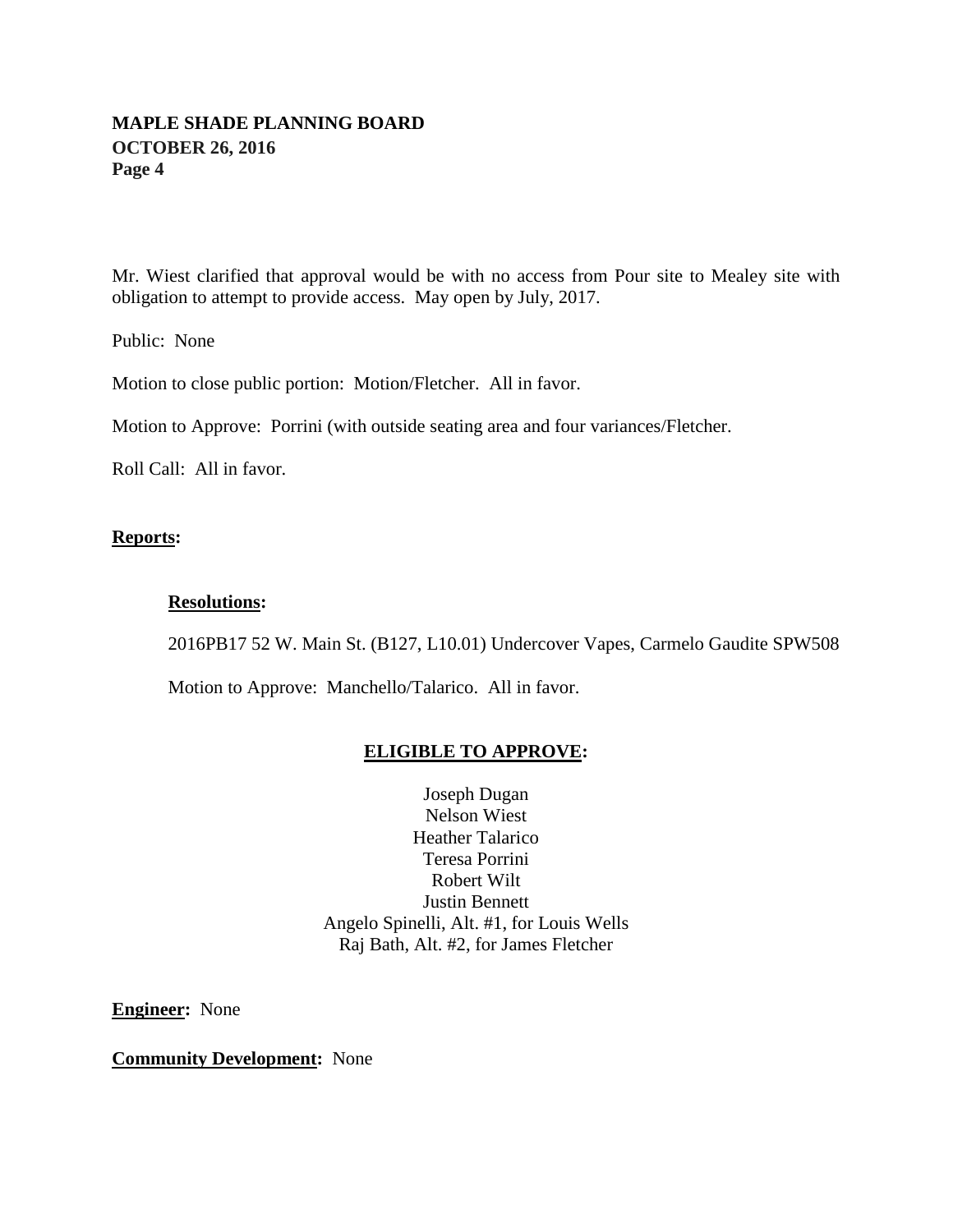Mr. Wiest clarified that approval would be with no access from Pour site to Mealey site with obligation to attempt to provide access. May open by July, 2017.

Public: None

Motion to close public portion: Motion/Fletcher. All in favor.

Motion to Approve: Porrini (with outside seating area and four variances/Fletcher.

Roll Call: All in favor.

**Reports:**

**Resolutions:**

2016PB17 52 W. Main St. (B127, L10.01) Undercover Vapes, Carmelo Gaudite SPW508

Motion to Approve: Manchello/Talarico. All in favor.

**ELIGIBLE TO APPROVE:**

Joseph Dugan
Nelson Wiest
Heather Talarico
Teresa Porrini
Robert Wilt
Justin Bennett
Angelo Spinelli, Alt. #1, for Louis Wells
Raj Bath, Alt. #2, for James Fletcher

**Engineer:** None

**Community Development:** None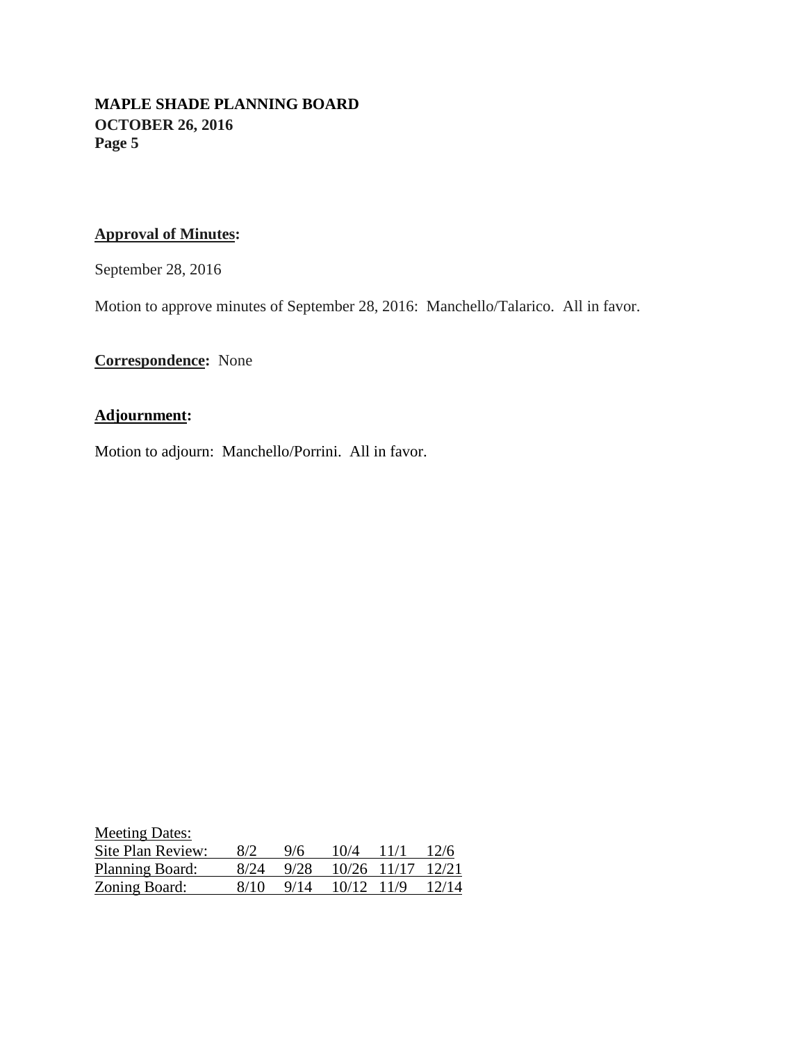**Approval of Minutes:**

September 28, 2016

Motion to approve minutes of September 28, 2016: Manchello/Talarico. All in favor.

**Correspondence:** None

**Adjournment:**

Motion to adjourn: Manchello/Porrini. All in favor.

Meeting Dates:

| Site Plan Review: | 8/2 | 9/6 | 10/4 | 11/1 | 12/6 |
|---|---|---|---|---|---|
| Planning Board: | 8/24 | 9/28 | 10/26 | 11/17 | 12/21 |
| Zoning Board: | 8/10 | 9/14 | 10/12 | 11/9 | 12/14 |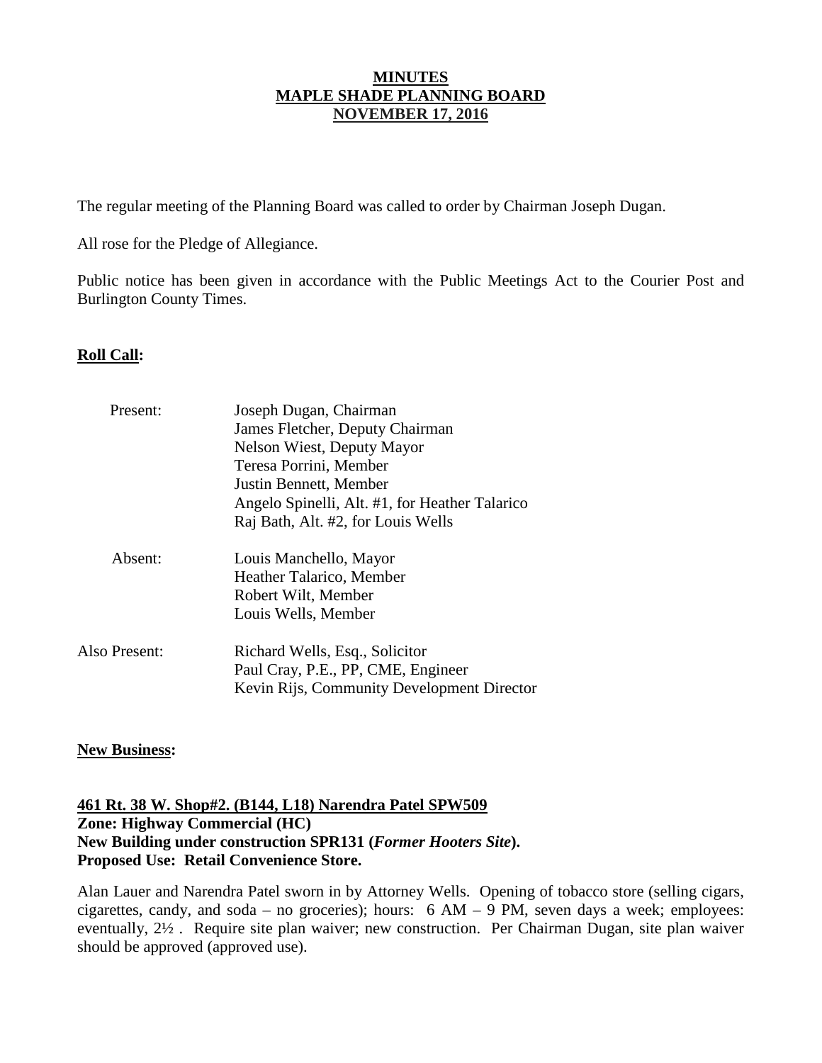# MINUTES
# MAPLE SHADE PLANNING BOARD
# NOVEMBER 17, 2016

The regular meeting of the Planning Board was called to order by Chairman Joseph Dugan.

All rose for the Pledge of Allegiance.

Public notice has been given in accordance with the Public Meetings Act to the Courier Post and Burlington County Times.

## Roll Call:

| | |
|---|---|
| Present: | Joseph Dugan, Chairman<br>James Fletcher, Deputy Chairman<br>Nelson Wiest, Deputy Mayor<br>Teresa Porrini, Member<br>Justin Bennett, Member<br>Angelo Spinelli, Alt. #1, for Heather Talarico<br>Raj Bath, Alt. #2, for Louis Wells |
| Absent: | Louis Manchello, Mayor<br>Heather Talarico, Member<br>Robert Wilt, Member<br>Louis Wells, Member |
| Also Present: | Richard Wells, Esq., Solicitor<br>Paul Cray, P.E., PP, CME, Engineer<br>Kevin Rijs, Community Development Director |

## New Business:

**461 Rt. 38 W. Shop#2. (B144, L18) Narendra Patel SPW509**
**Zone: Highway Commercial (HC)**
**New Building under construction SPR131 (*Former Hooters Site*).**
**Proposed Use: Retail Convenience Store.**

Alan Lauer and Narendra Patel sworn in by Attorney Wells. Opening of tobacco store (selling cigars, cigarettes, candy, and soda – no groceries); hours: 6 AM – 9 PM, seven days a week; employees: eventually, 2½ . Require site plan waiver; new construction. Per Chairman Dugan, site plan waiver should be approved (approved use).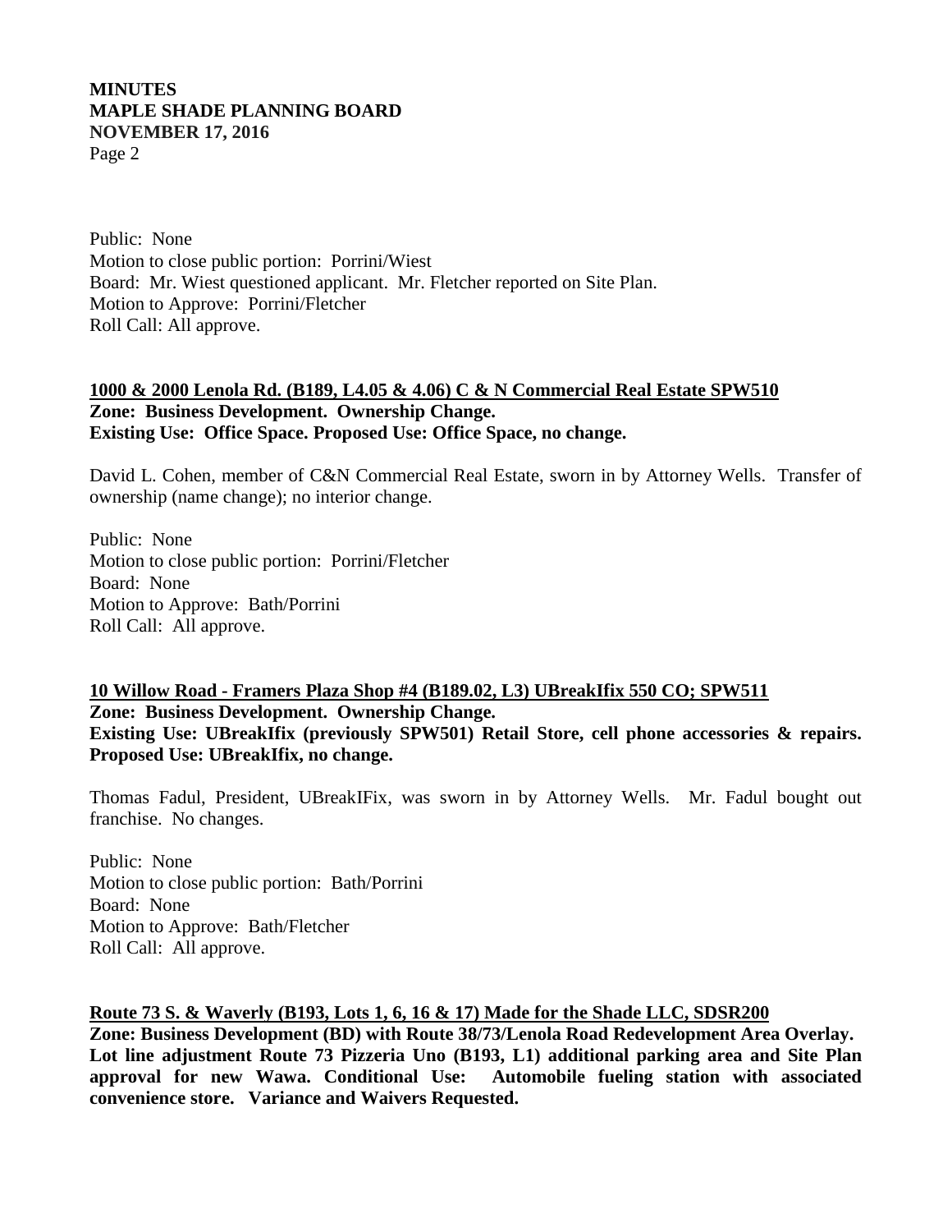Public: None
Motion to close public portion: Porrini/Wiest
Board: Mr. Wiest questioned applicant. Mr. Fletcher reported on Site Plan.
Motion to Approve: Porrini/Fletcher
Roll Call: All approve.

**1000 & 2000 Lenola Rd. (B189, L4.05 & 4.06) C & N Commercial Real Estate SPW510**
**Zone: Business Development. Ownership Change.**
**Existing Use: Office Space. Proposed Use: Office Space, no change.**

David L. Cohen, member of C&N Commercial Real Estate, sworn in by Attorney Wells. Transfer of ownership (name change); no interior change.

Public: None
Motion to close public portion: Porrini/Fletcher
Board: None
Motion to Approve: Bath/Porrini
Roll Call: All approve.

**10 Willow Road - Framers Plaza Shop #4 (B189.02, L3) UBreakIfix 550 CO; SPW511**
**Zone: Business Development. Ownership Change.**
**Existing Use: UBreakIfix (previously SPW501) Retail Store, cell phone accessories & repairs. Proposed Use: UBreakIfix, no change.**

Thomas Fadul, President, UBreakIFix, was sworn in by Attorney Wells. Mr. Fadul bought out franchise. No changes.

Public: None
Motion to close public portion: Bath/Porrini
Board: None
Motion to Approve: Bath/Fletcher
Roll Call: All approve.

**Route 73 S. & Waverly (B193, Lots 1, 6, 16 & 17) Made for the Shade LLC, SDSR200**
**Zone: Business Development (BD) with Route 38/73/Lenola Road Redevelopment Area Overlay. Lot line adjustment Route 73 Pizzeria Uno (B193, L1) additional parking area and Site Plan approval for new Wawa. Conditional Use: Automobile fueling station with associated convenience store. Variance and Waivers Requested.**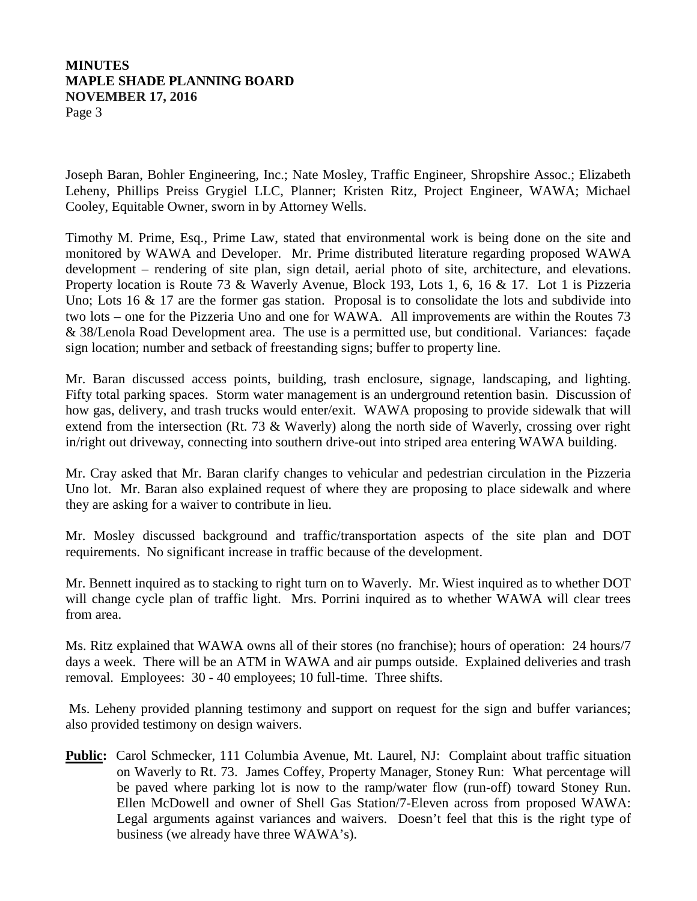Joseph Baran, Bohler Engineering, Inc.; Nate Mosley, Traffic Engineer, Shropshire Assoc.; Elizabeth Leheny, Phillips Preiss Grygiel LLC, Planner; Kristen Ritz, Project Engineer, WAWA; Michael Cooley, Equitable Owner, sworn in by Attorney Wells.

Timothy M. Prime, Esq., Prime Law, stated that environmental work is being done on the site and monitored by WAWA and Developer. Mr. Prime distributed literature regarding proposed WAWA development – rendering of site plan, sign detail, aerial photo of site, architecture, and elevations. Property location is Route 73 & Waverly Avenue, Block 193, Lots 1, 6, 16 & 17. Lot 1 is Pizzeria Uno; Lots 16 & 17 are the former gas station. Proposal is to consolidate the lots and subdivide into two lots – one for the Pizzeria Uno and one for WAWA. All improvements are within the Routes 73 & 38/Lenola Road Development area. The use is a permitted use, but conditional. Variances: façade sign location; number and setback of freestanding signs; buffer to property line.

Mr. Baran discussed access points, building, trash enclosure, signage, landscaping, and lighting. Fifty total parking spaces. Storm water management is an underground retention basin. Discussion of how gas, delivery, and trash trucks would enter/exit. WAWA proposing to provide sidewalk that will extend from the intersection (Rt. 73 & Waverly) along the north side of Waverly, crossing over right in/right out driveway, connecting into southern drive-out into striped area entering WAWA building.

Mr. Cray asked that Mr. Baran clarify changes to vehicular and pedestrian circulation in the Pizzeria Uno lot. Mr. Baran also explained request of where they are proposing to place sidewalk and where they are asking for a waiver to contribute in lieu.

Mr. Mosley discussed background and traffic/transportation aspects of the site plan and DOT requirements. No significant increase in traffic because of the development.

Mr. Bennett inquired as to stacking to right turn on to Waverly. Mr. Wiest inquired as to whether DOT will change cycle plan of traffic light. Mrs. Porrini inquired as to whether WAWA will clear trees from area.

Ms. Ritz explained that WAWA owns all of their stores (no franchise); hours of operation: 24 hours/7 days a week. There will be an ATM in WAWA and air pumps outside. Explained deliveries and trash removal. Employees: 30 - 40 employees; 10 full-time. Three shifts.

Ms. Leheny provided planning testimony and support on request for the sign and buffer variances; also provided testimony on design waivers.

**Public:** Carol Schmecker, 111 Columbia Avenue, Mt. Laurel, NJ: Complaint about traffic situation on Waverly to Rt. 73. James Coffey, Property Manager, Stoney Run: What percentage will be paved where parking lot is now to the ramp/water flow (run-off) toward Stoney Run. Ellen McDowell and owner of Shell Gas Station/7-Eleven across from proposed WAWA: Legal arguments against variances and waivers. Doesn't feel that this is the right type of business (we already have three WAWA's).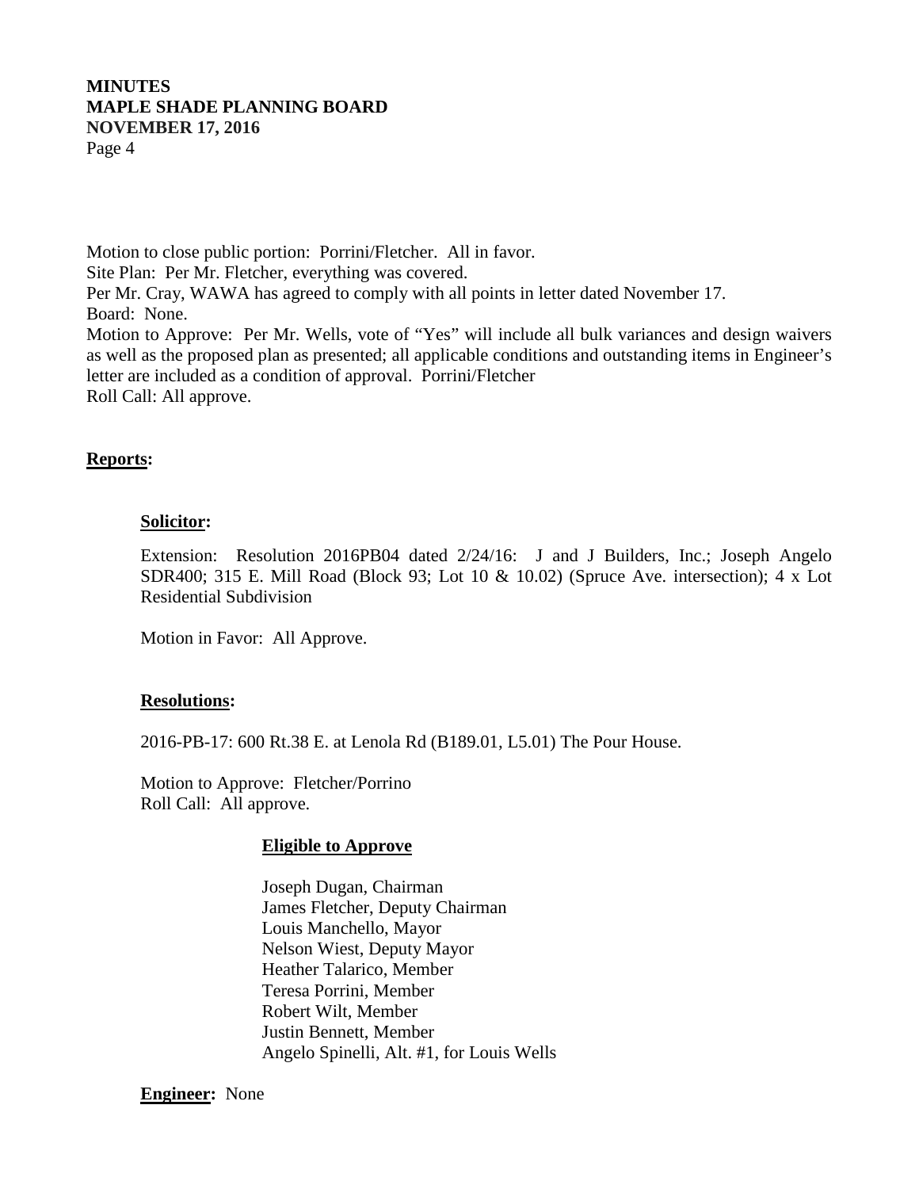Motion to close public portion: Porrini/Fletcher. All in favor.
Site Plan: Per Mr. Fletcher, everything was covered.
Per Mr. Cray, WAWA has agreed to comply with all points in letter dated November 17.
Board: None.
Motion to Approve: Per Mr. Wells, vote of "Yes" will include all bulk variances and design waivers as well as the proposed plan as presented; all applicable conditions and outstanding items in Engineer's letter are included as a condition of approval. Porrini/Fletcher
Roll Call: All approve.

## **Reports:**

### **Solicitor:**

Extension: Resolution 2016PB04 dated 2/24/16: J and J Builders, Inc.; Joseph Angelo SDR400; 315 E. Mill Road (Block 93; Lot 10 & 10.02) (Spruce Ave. intersection); 4 x Lot Residential Subdivision

Motion in Favor: All Approve.

### **Resolutions:**

2016-PB-17: 600 Rt.38 E. at Lenola Rd (B189.01, L5.01) The Pour House.

Motion to Approve: Fletcher/Porrino
Roll Call: All approve.

**Eligible to Approve**

Joseph Dugan, Chairman
James Fletcher, Deputy Chairman
Louis Manchello, Mayor
Nelson Wiest, Deputy Mayor
Heather Talarico, Member
Teresa Porrini, Member
Robert Wilt, Member
Justin Bennett, Member
Angelo Spinelli, Alt. #1, for Louis Wells

**Engineer:** None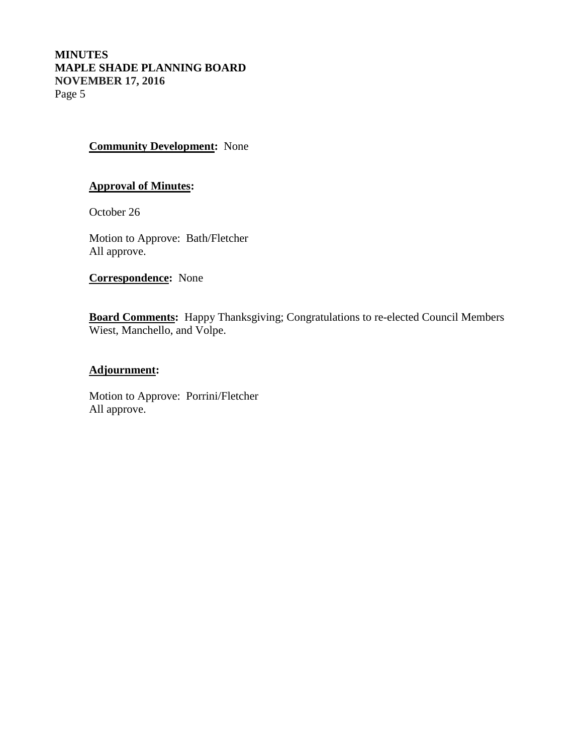**Community Development:** None

**Approval of Minutes:**

October 26

Motion to Approve: Bath/Fletcher
All approve.

**Correspondence:** None

**Board Comments:** Happy Thanksgiving; Congratulations to re-elected Council Members Wiest, Manchello, and Volpe.

**Adjournment:**

Motion to Approve: Porrini/Fletcher
All approve.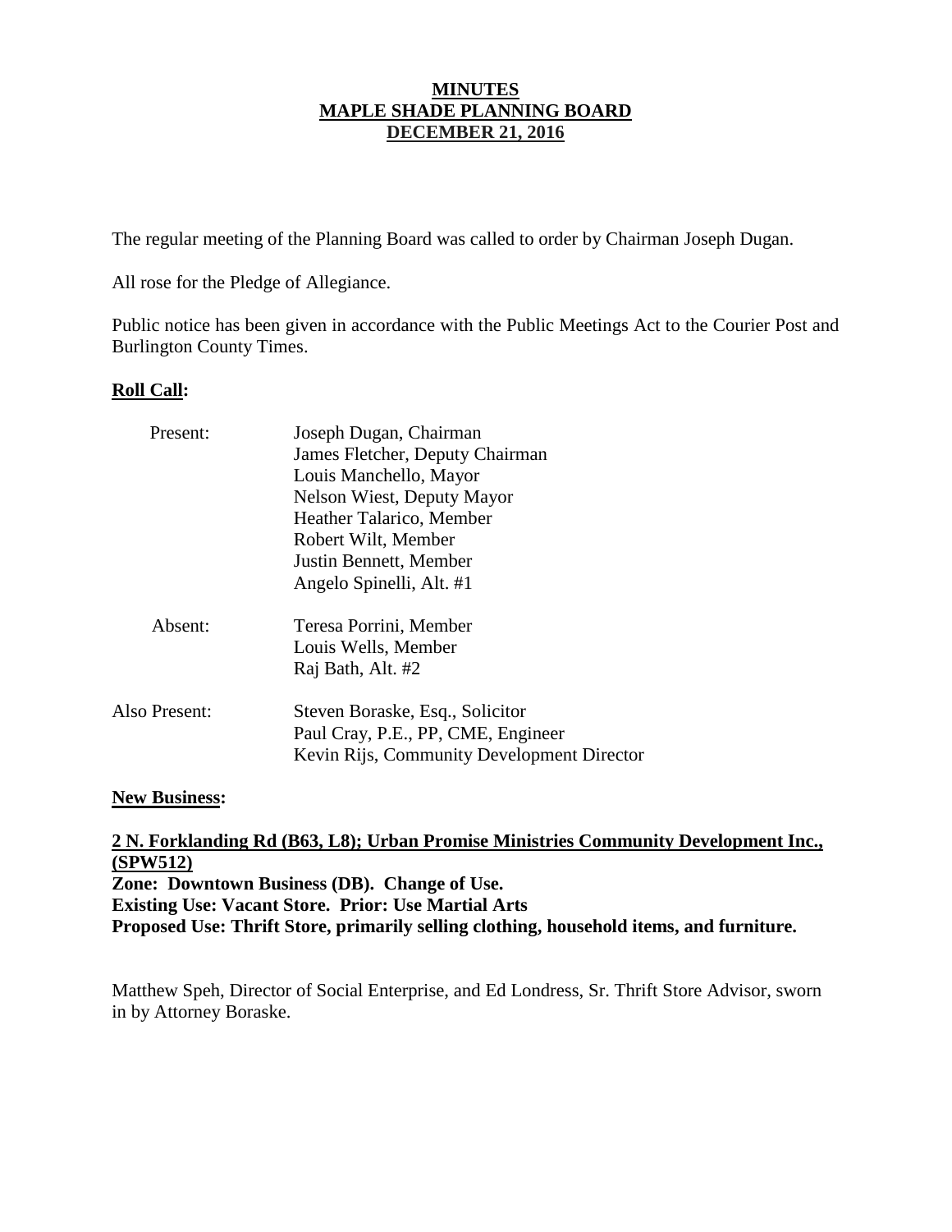**MINUTES**
**MAPLE SHADE PLANNING BOARD**
**DECEMBER 21, 2016**

The regular meeting of the Planning Board was called to order by Chairman Joseph Dugan.

All rose for the Pledge of Allegiance.

Public notice has been given in accordance with the Public Meetings Act to the Courier Post and Burlington County Times.

**Roll Call:**

| | |
|---|---|
| Present: | Joseph Dugan, Chairman |
| | James Fletcher, Deputy Chairman |
| | Louis Manchello, Mayor |
| | Nelson Wiest, Deputy Mayor |
| | Heather Talarico, Member |
| | Robert Wilt, Member |
| | Justin Bennett, Member |
| | Angelo Spinelli, Alt. #1 |
| Absent: | Teresa Porrini, Member |
| | Louis Wells, Member |
| | Raj Bath, Alt. #2 |
| Also Present: | Steven Boraske, Esq., Solicitor |
| | Paul Cray, P.E., PP, CME, Engineer |
| | Kevin Rijs, Community Development Director |

**New Business:**

**2 N. Forklanding Rd (B63, L8); Urban Promise Ministries Community Development Inc., (SPW512)**
**Zone: Downtown Business (DB). Change of Use.**
**Existing Use: Vacant Store. Prior: Use Martial Arts**
**Proposed Use: Thrift Store, primarily selling clothing, household items, and furniture.**

Matthew Speh, Director of Social Enterprise, and Ed Londress, Sr. Thrift Store Advisor, sworn in by Attorney Boraske.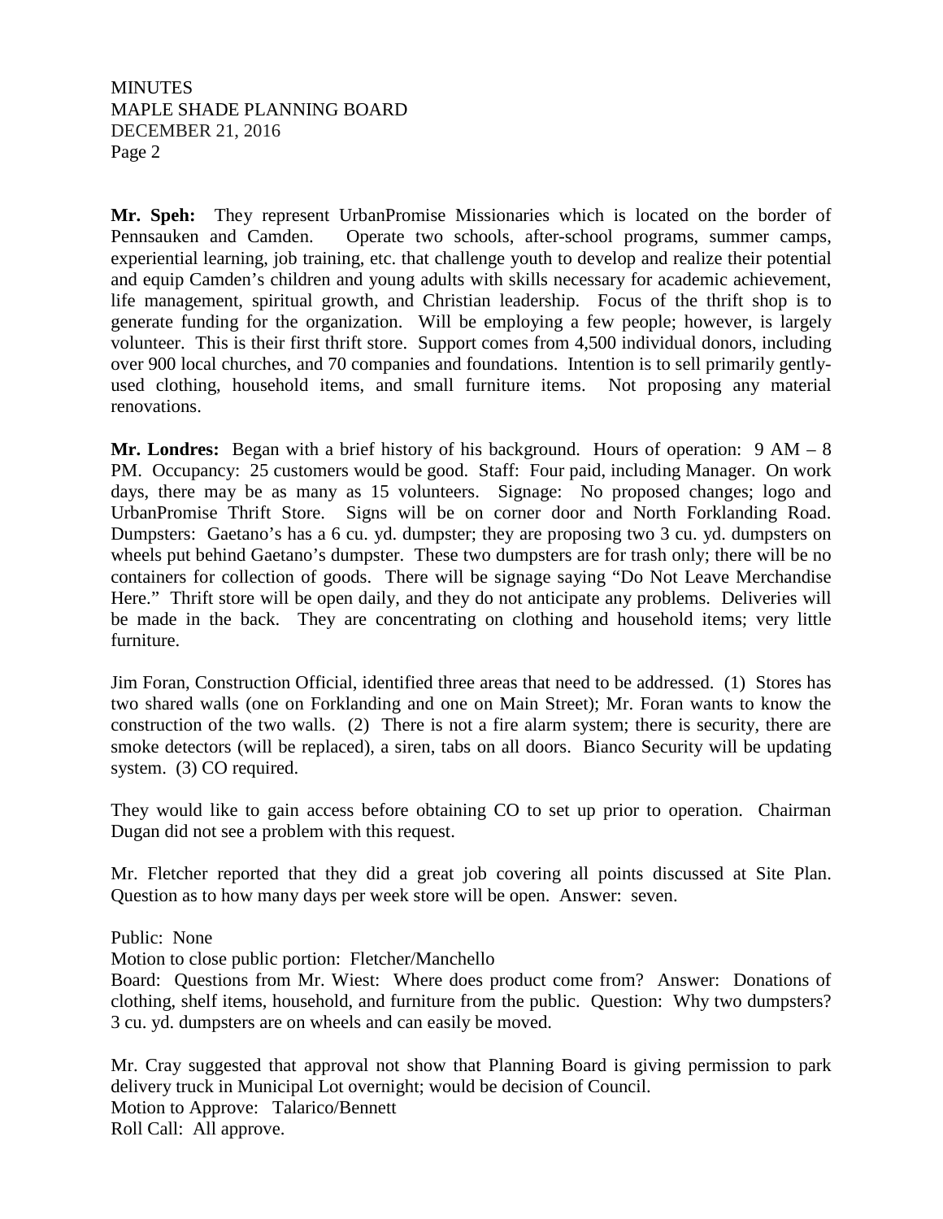**Mr. Speh:** They represent UrbanPromise Missionaries which is located on the border of Pennsauken and Camden. Operate two schools, after-school programs, summer camps, experiential learning, job training, etc. that challenge youth to develop and realize their potential and equip Camden's children and young adults with skills necessary for academic achievement, life management, spiritual growth, and Christian leadership. Focus of the thrift shop is to generate funding for the organization. Will be employing a few people; however, is largely volunteer. This is their first thrift store. Support comes from 4,500 individual donors, including over 900 local churches, and 70 companies and foundations. Intention is to sell primarily gently-used clothing, household items, and small furniture items. Not proposing any material renovations.

**Mr. Londres:** Began with a brief history of his background. Hours of operation: 9 AM – 8 PM. Occupancy: 25 customers would be good. Staff: Four paid, including Manager. On work days, there may be as many as 15 volunteers. Signage: No proposed changes; logo and UrbanPromise Thrift Store. Signs will be on corner door and North Forklanding Road. Dumpsters: Gaetano's has a 6 cu. yd. dumpster; they are proposing two 3 cu. yd. dumpsters on wheels put behind Gaetano's dumpster. These two dumpsters are for trash only; there will be no containers for collection of goods. There will be signage saying "Do Not Leave Merchandise Here." Thrift store will be open daily, and they do not anticipate any problems. Deliveries will be made in the back. They are concentrating on clothing and household items; very little furniture.

Jim Foran, Construction Official, identified three areas that need to be addressed. (1) Stores has two shared walls (one on Forklanding and one on Main Street); Mr. Foran wants to know the construction of the two walls. (2) There is not a fire alarm system; there is security, there are smoke detectors (will be replaced), a siren, tabs on all doors. Bianco Security will be updating system. (3) CO required.

They would like to gain access before obtaining CO to set up prior to operation. Chairman Dugan did not see a problem with this request.

Mr. Fletcher reported that they did a great job covering all points discussed at Site Plan. Question as to how many days per week store will be open. Answer: seven.

Public: None

Motion to close public portion: Fletcher/Manchello

Board: Questions from Mr. Wiest: Where does product come from? Answer: Donations of clothing, shelf items, household, and furniture from the public. Question: Why two dumpsters? 3 cu. yd. dumpsters are on wheels and can easily be moved.

Mr. Cray suggested that approval not show that Planning Board is giving permission to park delivery truck in Municipal Lot overnight; would be decision of Council.

Motion to Approve: Talarico/Bennett

Roll Call: All approve.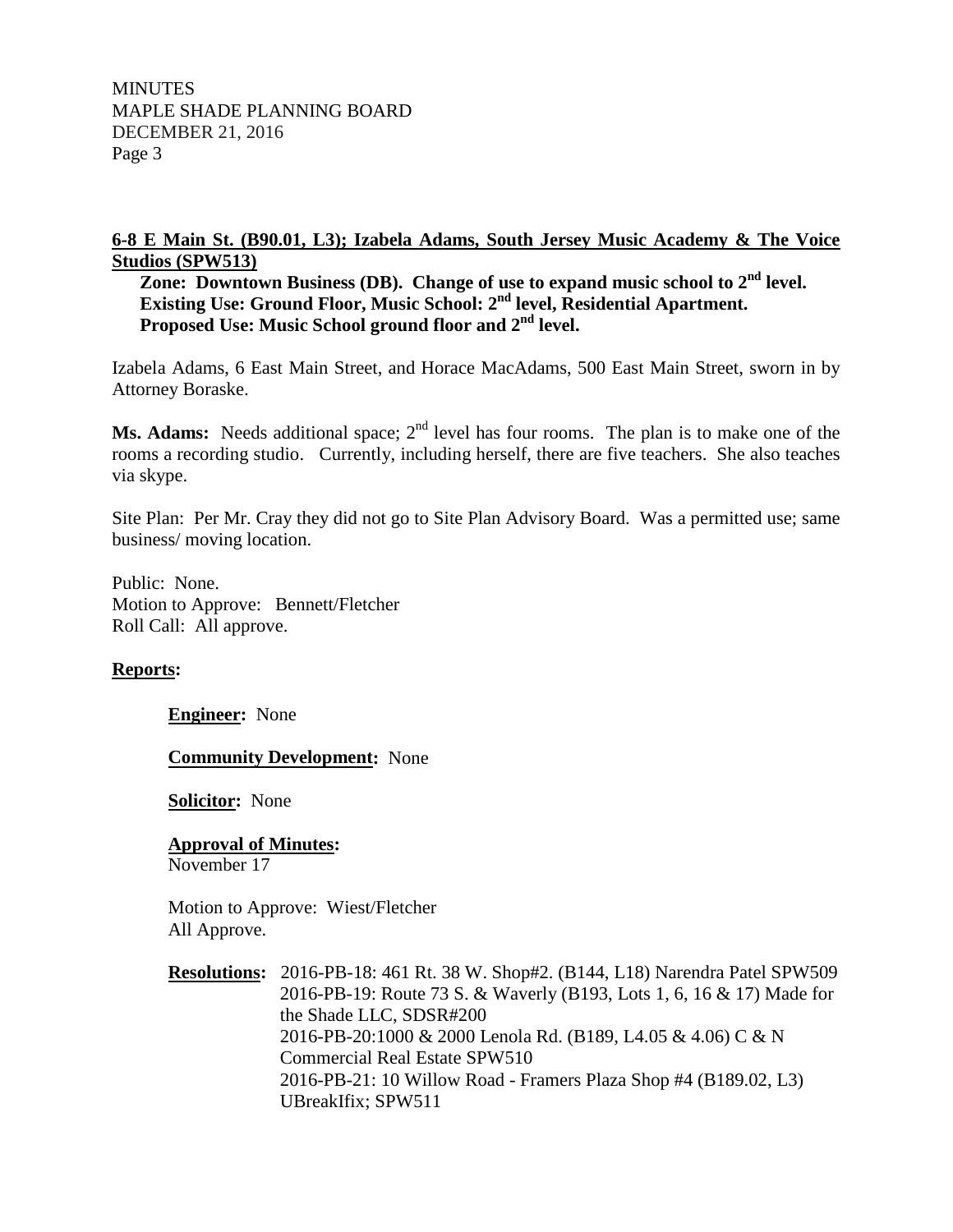**6-8 E Main St. (B90.01, L3); Izabela Adams, South Jersey Music Academy & The Voice Studios (SPW513)**

**Zone: Downtown Business (DB). Change of use to expand music school to 2nd level. Existing Use: Ground Floor, Music School: 2nd level, Residential Apartment. Proposed Use: Music School ground floor and 2nd level.**

Izabela Adams, 6 East Main Street, and Horace MacAdams, 500 East Main Street, sworn in by Attorney Boraske.

**Ms. Adams:** Needs additional space; 2nd level has four rooms. The plan is to make one of the rooms a recording studio. Currently, including herself, there are five teachers. She also teaches via skype.

Site Plan: Per Mr. Cray they did not go to Site Plan Advisory Board. Was a permitted use; same business/ moving location.

Public: None.
Motion to Approve: Bennett/Fletcher
Roll Call: All approve.

**Reports:**

**Engineer:** None

**Community Development:** None

**Solicitor:** None

**Approval of Minutes:**
November 17

Motion to Approve: Wiest/Fletcher
All Approve.

**Resolutions:** 2016-PB-18: 461 Rt. 38 W. Shop#2. (B144, L18) Narendra Patel SPW509
2016-PB-19: Route 73 S. & Waverly (B193, Lots 1, 6, 16 & 17) Made for the Shade LLC, SDSR#200
2016-PB-20:1000 & 2000 Lenola Rd. (B189, L4.05 & 4.06) C & N Commercial Real Estate SPW510
2016-PB-21: 10 Willow Road - Framers Plaza Shop #4 (B189.02, L3) UBreakIfix; SPW511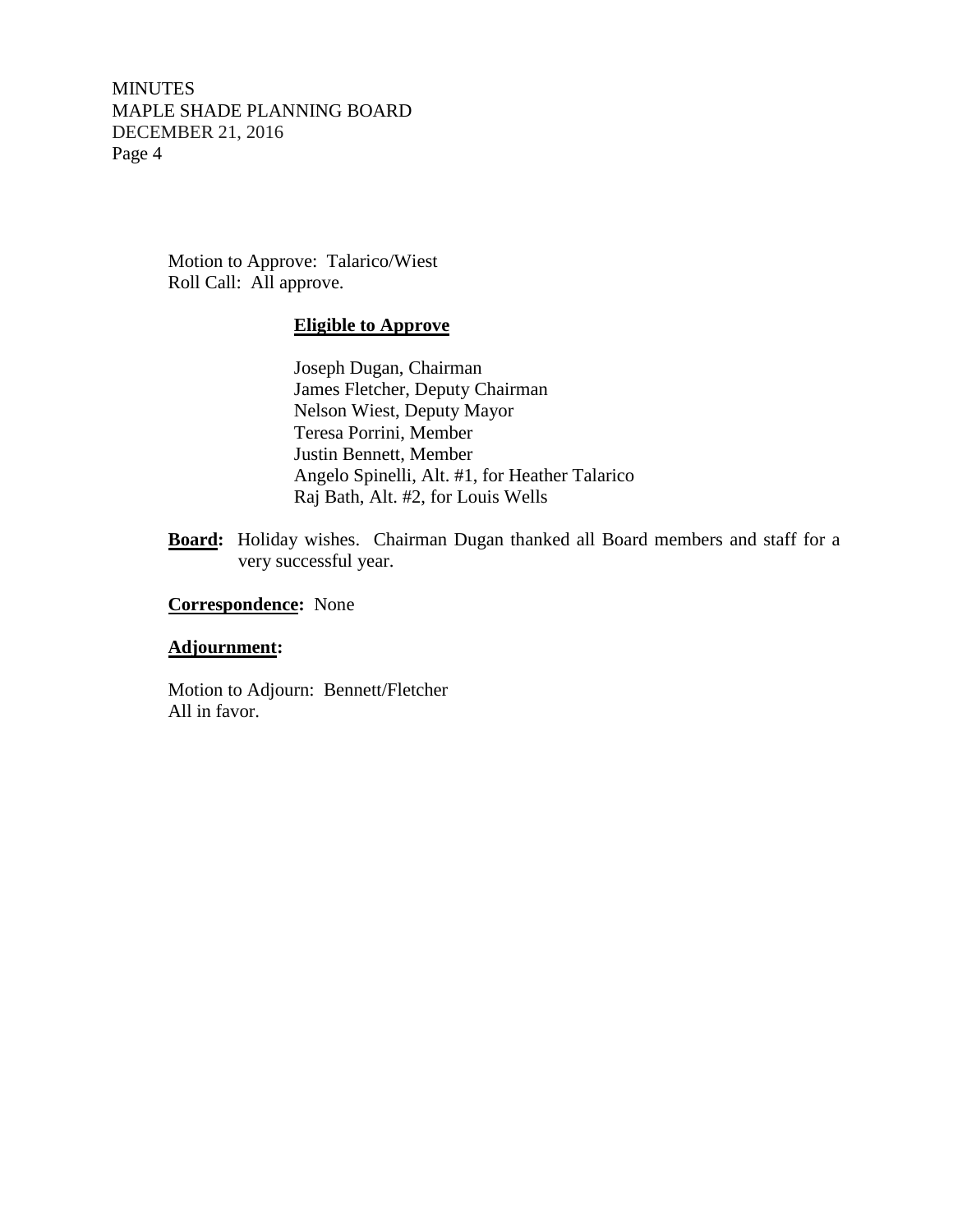Motion to Approve: Talarico/Wiest
Roll Call: All approve.

**Eligible to Approve**

Joseph Dugan, Chairman
James Fletcher, Deputy Chairman
Nelson Wiest, Deputy Mayor
Teresa Porrini, Member
Justin Bennett, Member
Angelo Spinelli, Alt. #1, for Heather Talarico
Raj Bath, Alt. #2, for Louis Wells

**Board:** Holiday wishes. Chairman Dugan thanked all Board members and staff for a very successful year.

**Correspondence:** None

**Adjournment:**

Motion to Adjourn: Bennett/Fletcher
All in favor.